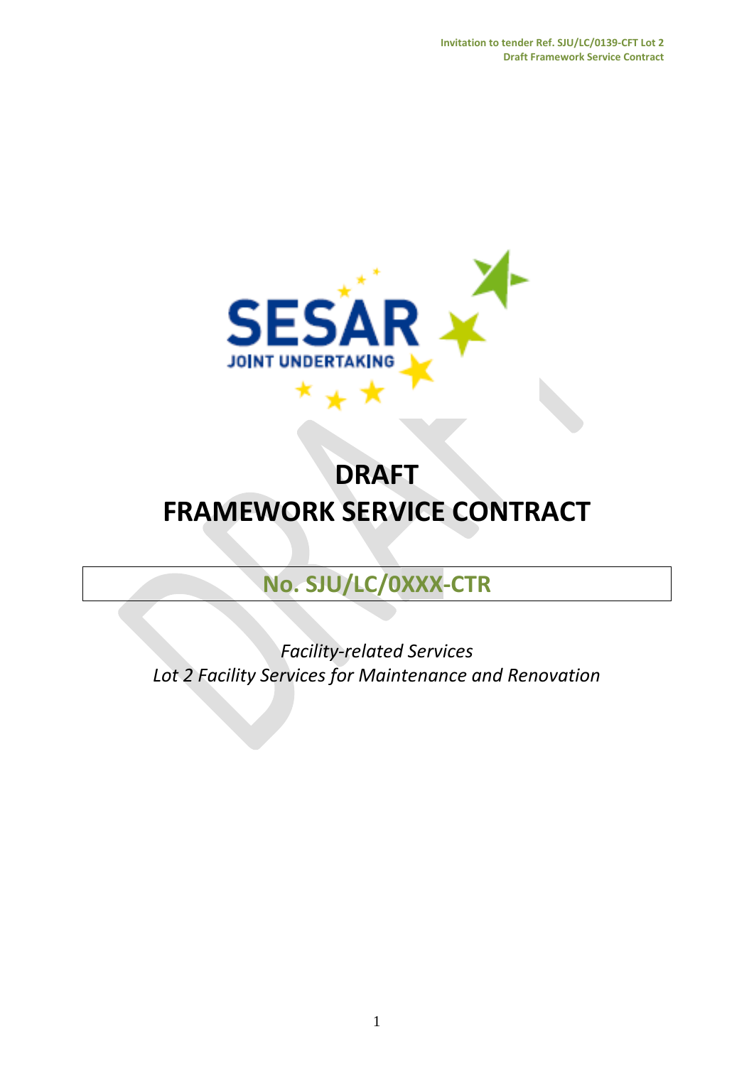# DRAFT
# FRAMEWORK SERVICE CONTRACT

## No. SJU/LC/0XXX-CTR

*Facility-related Services*
*Lot 2 Facility Services for Maintenance and Renovation*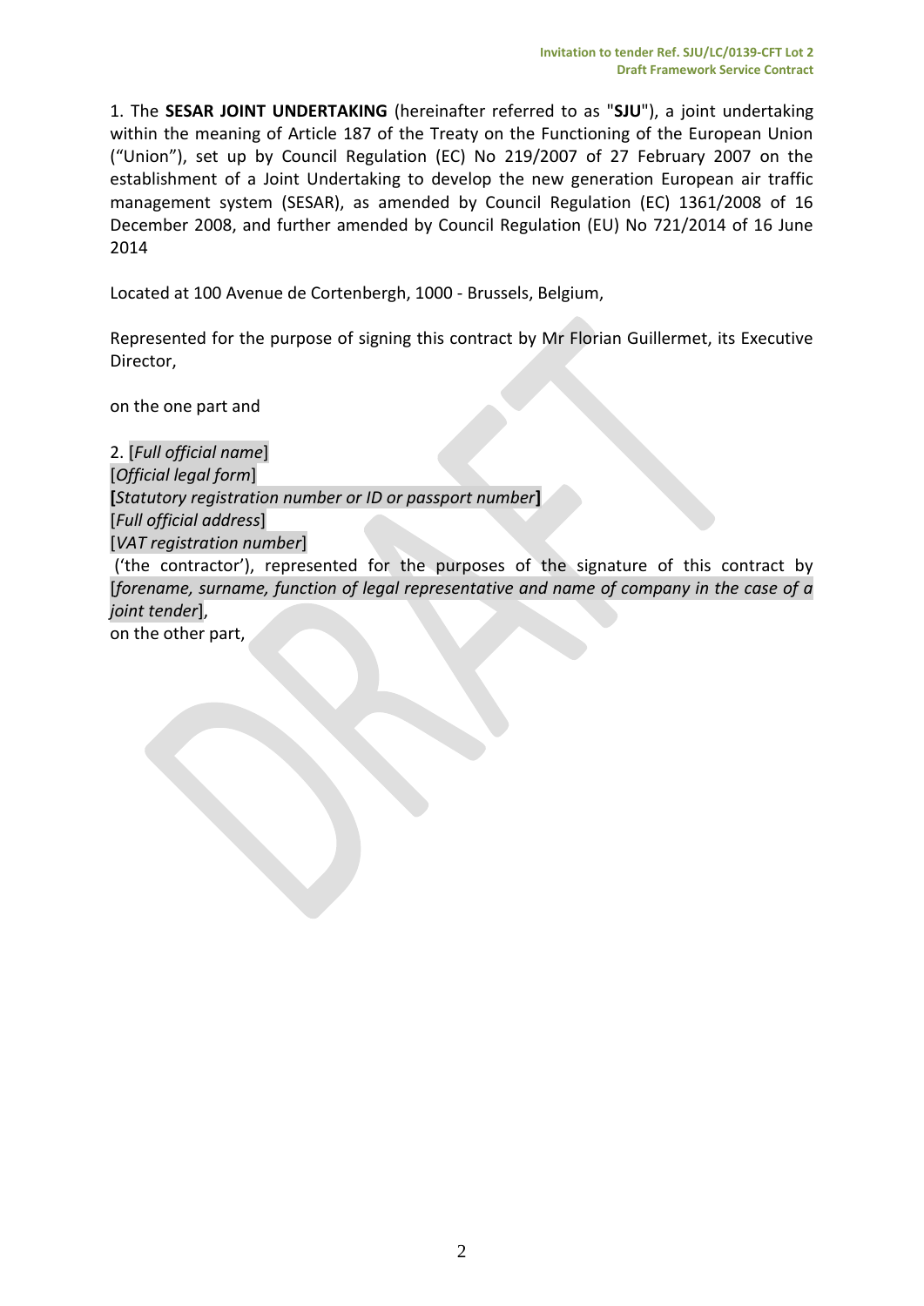1. The **SESAR JOINT UNDERTAKING** (hereinafter referred to as "**SJU**"), a joint undertaking within the meaning of Article 187 of the Treaty on the Functioning of the European Union ("Union"), set up by Council Regulation (EC) No 219/2007 of 27 February 2007 on the establishment of a Joint Undertaking to develop the new generation European air traffic management system (SESAR), as amended by Council Regulation (EC) 1361/2008 of 16 December 2008, and further amended by Council Regulation (EU) No 721/2014 of 16 June 2014

Located at 100 Avenue de Cortenbergh, 1000 - Brussels, Belgium,

Represented for the purpose of signing this contract by Mr Florian Guillermet, its Executive Director,

on the one part and

2. [*Full official name*]
[*Official legal form*]
**[***Statutory registration number or ID or passport number***]**
[*Full official address*]
[*VAT registration number*]
('the contractor'), represented for the purposes of the signature of this contract by [*forename, surname, function of legal representative and name of company in the case of a joint tender*],
on the other part,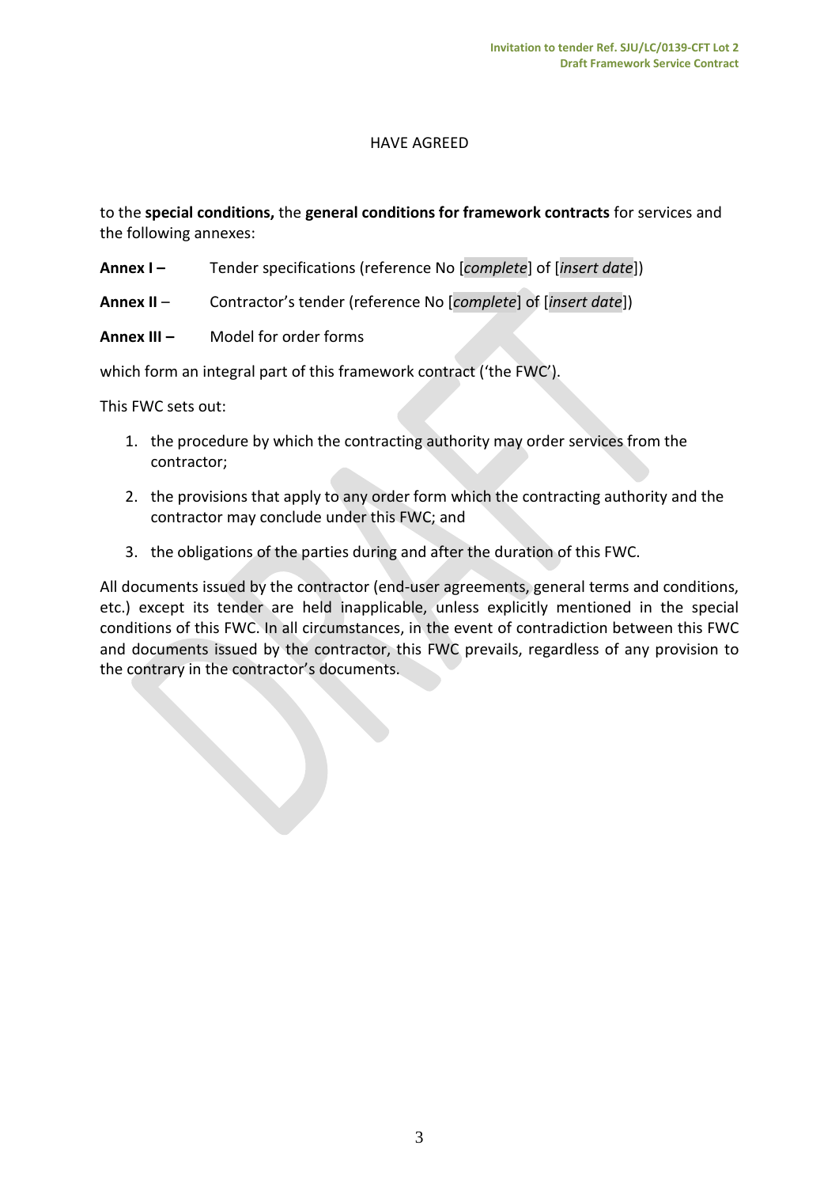HAVE AGREED

to the **special conditions,** the **general conditions for framework contracts** for services and the following annexes:

**Annex I –** Tender specifications (reference No [*complete*] of [*insert date*])

**Annex II** – Contractor's tender (reference No [*complete*] of [*insert date*])

**Annex III –** Model for order forms

which form an integral part of this framework contract ('the FWC').

This FWC sets out:

1. the procedure by which the contracting authority may order services from the contractor;
2. the provisions that apply to any order form which the contracting authority and the contractor may conclude under this FWC; and
3. the obligations of the parties during and after the duration of this FWC.

All documents issued by the contractor (end-user agreements, general terms and conditions, etc.) except its tender are held inapplicable, unless explicitly mentioned in the special conditions of this FWC. In all circumstances, in the event of contradiction between this FWC and documents issued by the contractor, this FWC prevails, regardless of any provision to the contrary in the contractor's documents.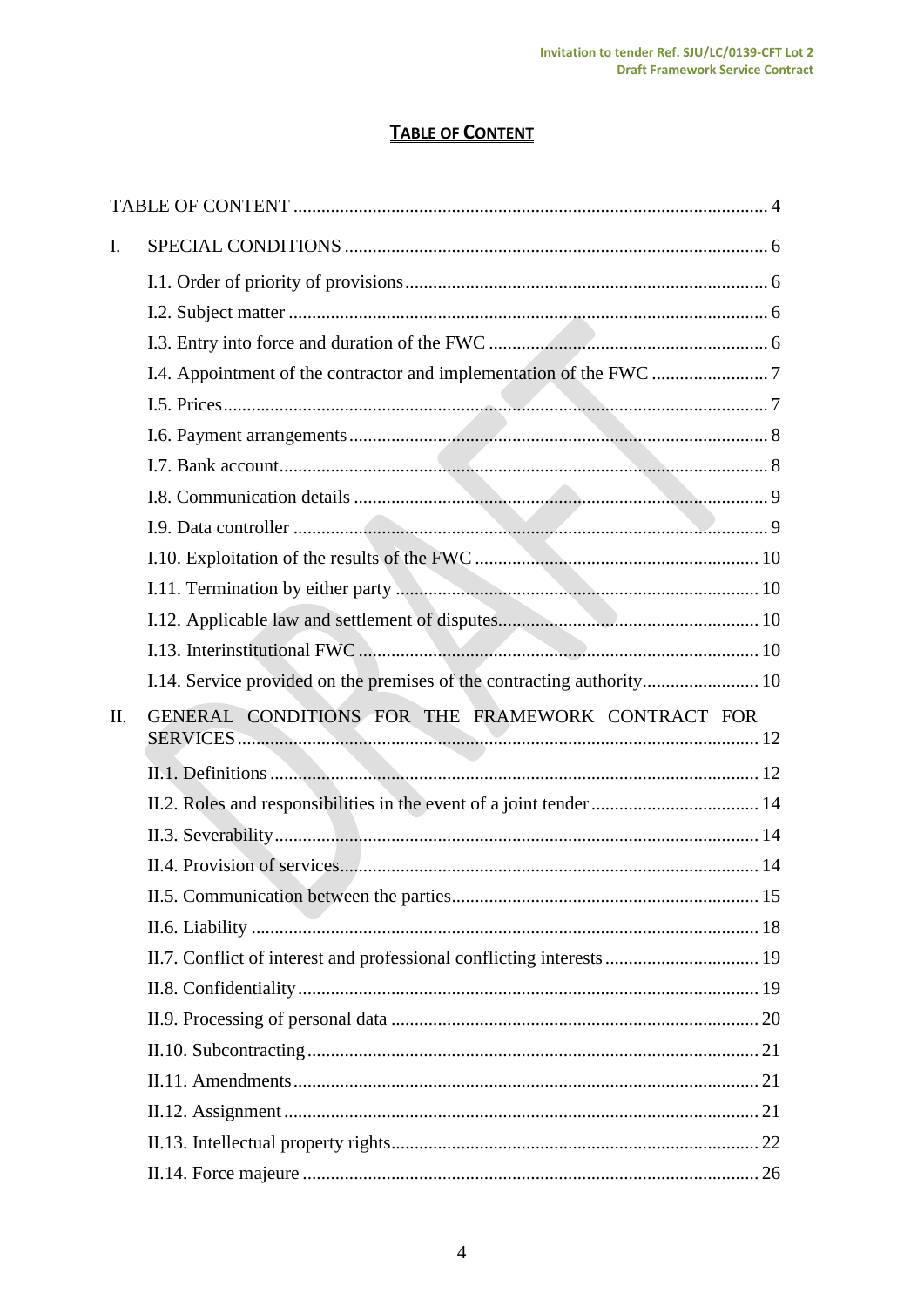# TABLE OF CONTENT

TABLE OF CONTENT ........................................................................................................ 4

I. SPECIAL CONDITIONS ........................................................................................... 6

I.1. Order of priority of provisions .............................................................................. 6

I.2. Subject matter ....................................................................................................... 6

I.3. Entry into force and duration of the FWC ............................................................ 6

I.4. Appointment of the contractor and implementation of the FWC ......................... 7

I.5. Prices ..................................................................................................................... 7

I.6. Payment arrangements .......................................................................................... 8

I.7. Bank account ......................................................................................................... 8

I.8. Communication details .......................................................................................... 9

I.9. Data controller ....................................................................................................... 9

I.10. Exploitation of the results of the FWC .............................................................. 10

I.11. Termination by either party ............................................................................... 10

I.12. Applicable law and settlement of disputes ......................................................... 10

I.13. Interinstitutional FWC ....................................................................................... 10

I.14. Service provided on the premises of the contracting authority .......................... 10

II. GENERAL CONDITIONS FOR THE FRAMEWORK CONTRACT FOR SERVICES ..................................................................................................................... 12

II.1. Definitions .......................................................................................................... 12

II.2. Roles and responsibilities in the event of a joint tender ..................................... 14

II.3. Severability ......................................................................................................... 14

II.4. Provision of services ........................................................................................... 14

II.5. Communication between the parties ................................................................... 15

II.6. Liability .............................................................................................................. 18

II.7. Conflict of interest and professional conflicting interests .................................. 19

II.8. Confidentiality .................................................................................................... 19

II.9. Processing of personal data ................................................................................ 20

II.10. Subcontracting .................................................................................................. 21

II.11. Amendments ..................................................................................................... 21

II.12. Assignment ....................................................................................................... 21

II.13. Intellectual property rights ................................................................................ 22

II.14. Force majeure ................................................................................................... 26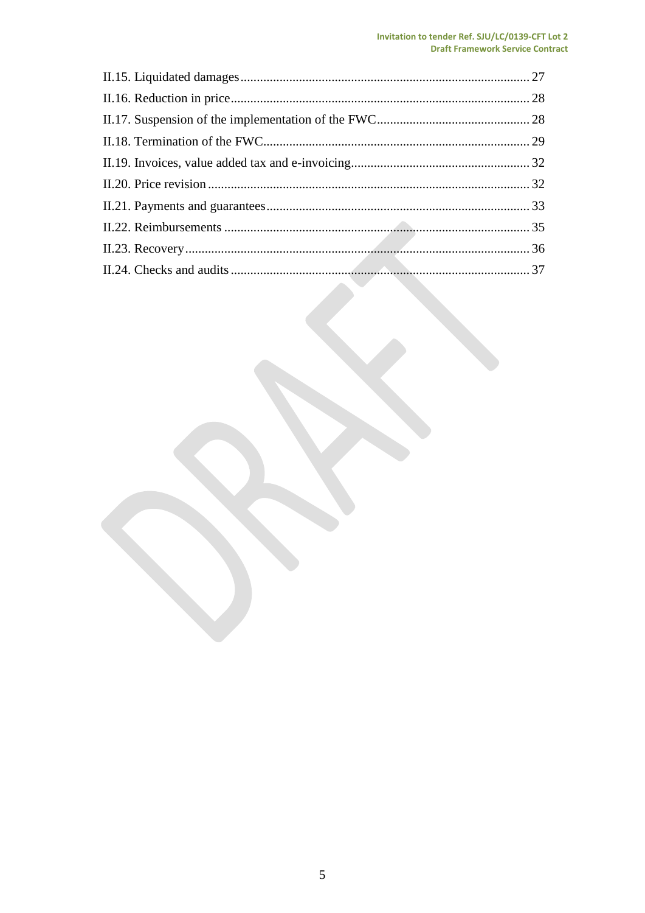II.15. Liquidated damages ........................................................................................ 27

II.16. Reduction in price ........................................................................................... 28

II.17. Suspension of the implementation of the FWC ............................................... 28

II.18. Termination of the FWC .................................................................................. 29

II.19. Invoices, value added tax and e-invoicing ....................................................... 32

II.20. Price revision .................................................................................................. 32

II.21. Payments and guarantees ................................................................................ 33

II.22. Reimbursements ............................................................................................. 35

II.23. Recovery ......................................................................................................... 36

II.24. Checks and audits ........................................................................................... 37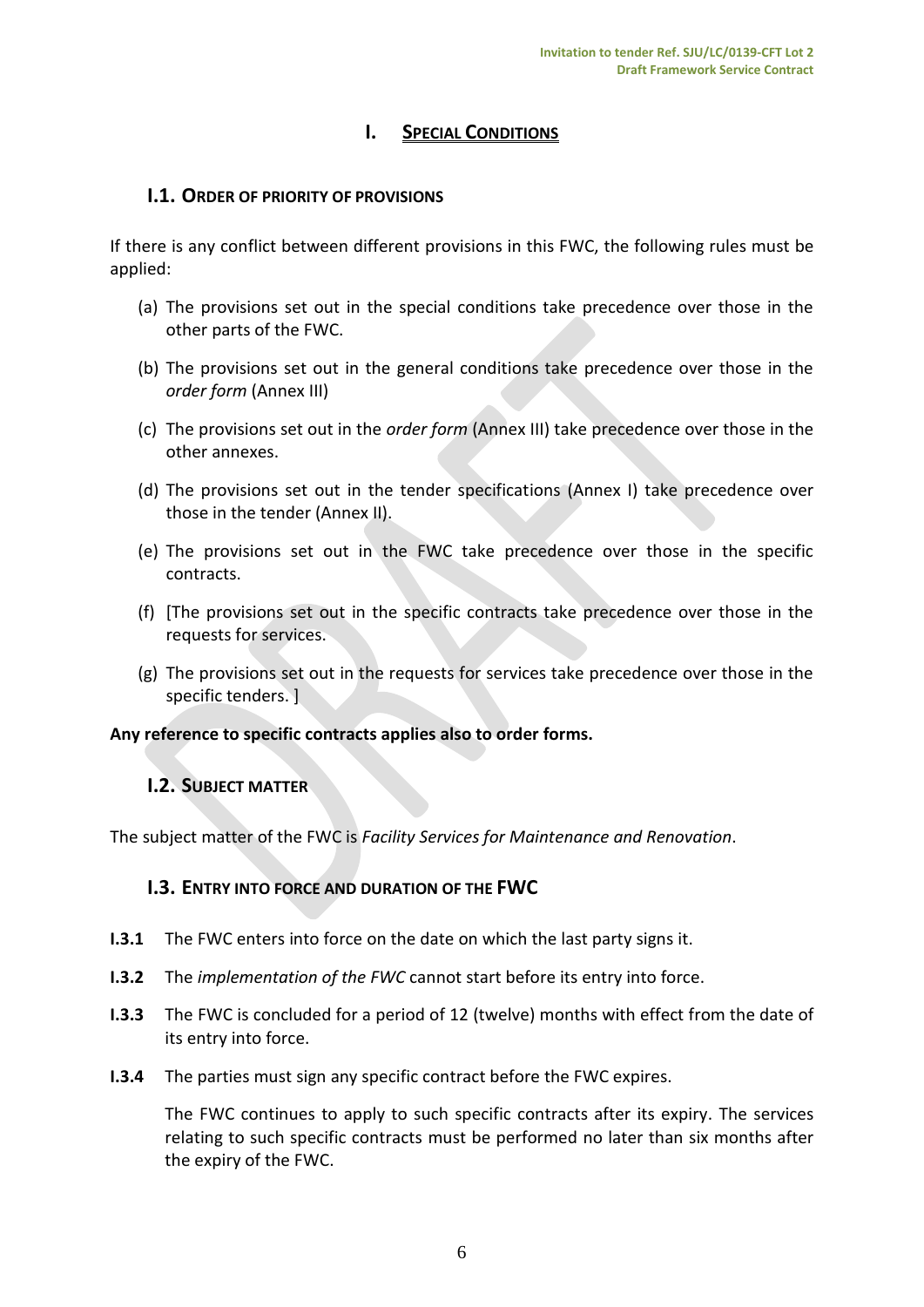# I. SPECIAL CONDITIONS

## I.1. ORDER OF PRIORITY OF PROVISIONS

If there is any conflict between different provisions in this FWC, the following rules must be applied:

(a) The provisions set out in the special conditions take precedence over those in the other parts of the FWC.

(b) The provisions set out in the general conditions take precedence over those in the *order form* (Annex III)

(c) The provisions set out in the *order form* (Annex III) take precedence over those in the other annexes.

(d) The provisions set out in the tender specifications (Annex I) take precedence over those in the tender (Annex II).

(e) The provisions set out in the FWC take precedence over those in the specific contracts.

(f) [The provisions set out in the specific contracts take precedence over those in the requests for services.

(g) The provisions set out in the requests for services take precedence over those in the specific tenders. ]

**Any reference to specific contracts applies also to order forms.**

## I.2. SUBJECT MATTER

The subject matter of the FWC is *Facility Services for Maintenance and Renovation*.

## I.3. ENTRY INTO FORCE AND DURATION OF THE FWC

**I.3.1** The FWC enters into force on the date on which the last party signs it.

**I.3.2** The *implementation of the FWC* cannot start before its entry into force.

**I.3.3** The FWC is concluded for a period of 12 (twelve) months with effect from the date of its entry into force.

**I.3.4** The parties must sign any specific contract before the FWC expires.

The FWC continues to apply to such specific contracts after its expiry. The services relating to such specific contracts must be performed no later than six months after the expiry of the FWC.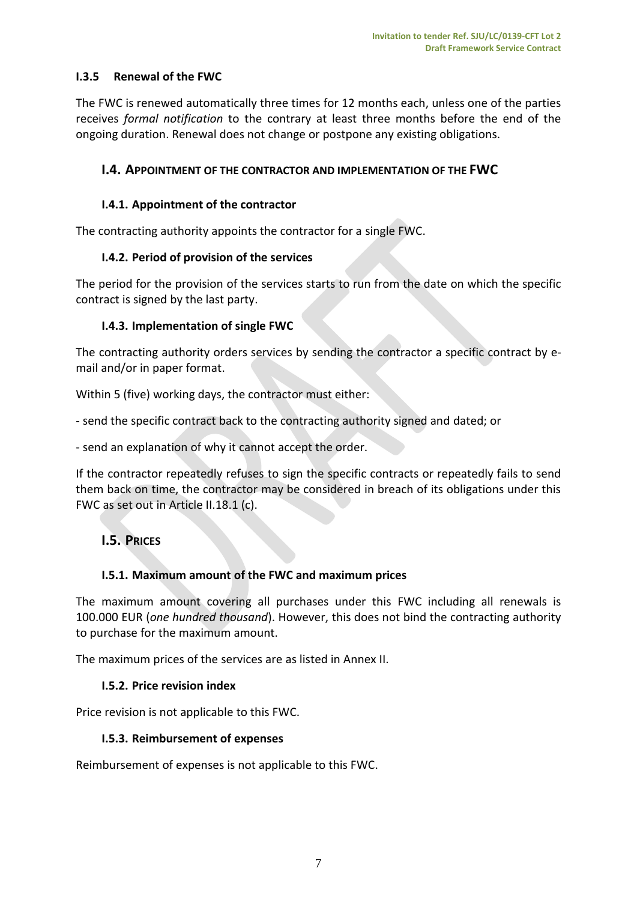### I.3.5 Renewal of the FWC

The FWC is renewed automatically three times for 12 months each, unless one of the parties receives *formal notification* to the contrary at least three months before the end of the ongoing duration. Renewal does not change or postpone any existing obligations.

## I.4. APPOINTMENT OF THE CONTRACTOR AND IMPLEMENTATION OF THE FWC

### I.4.1. Appointment of the contractor

The contracting authority appoints the contractor for a single FWC.

### I.4.2. Period of provision of the services

The period for the provision of the services starts to run from the date on which the specific contract is signed by the last party.

### I.4.3. Implementation of single FWC

The contracting authority orders services by sending the contractor a specific contract by e-mail and/or in paper format.

Within 5 (five) working days, the contractor must either:

- send the specific contract back to the contracting authority signed and dated; or

- send an explanation of why it cannot accept the order.

If the contractor repeatedly refuses to sign the specific contracts or repeatedly fails to send them back on time, the contractor may be considered in breach of its obligations under this FWC as set out in Article II.18.1 (c).

## I.5. PRICES

### I.5.1. Maximum amount of the FWC and maximum prices

The maximum amount covering all purchases under this FWC including all renewals is 100.000 EUR (*one hundred thousand*). However, this does not bind the contracting authority to purchase for the maximum amount.

The maximum prices of the services are as listed in Annex II.

### I.5.2. Price revision index

Price revision is not applicable to this FWC.

### I.5.3. Reimbursement of expenses

Reimbursement of expenses is not applicable to this FWC.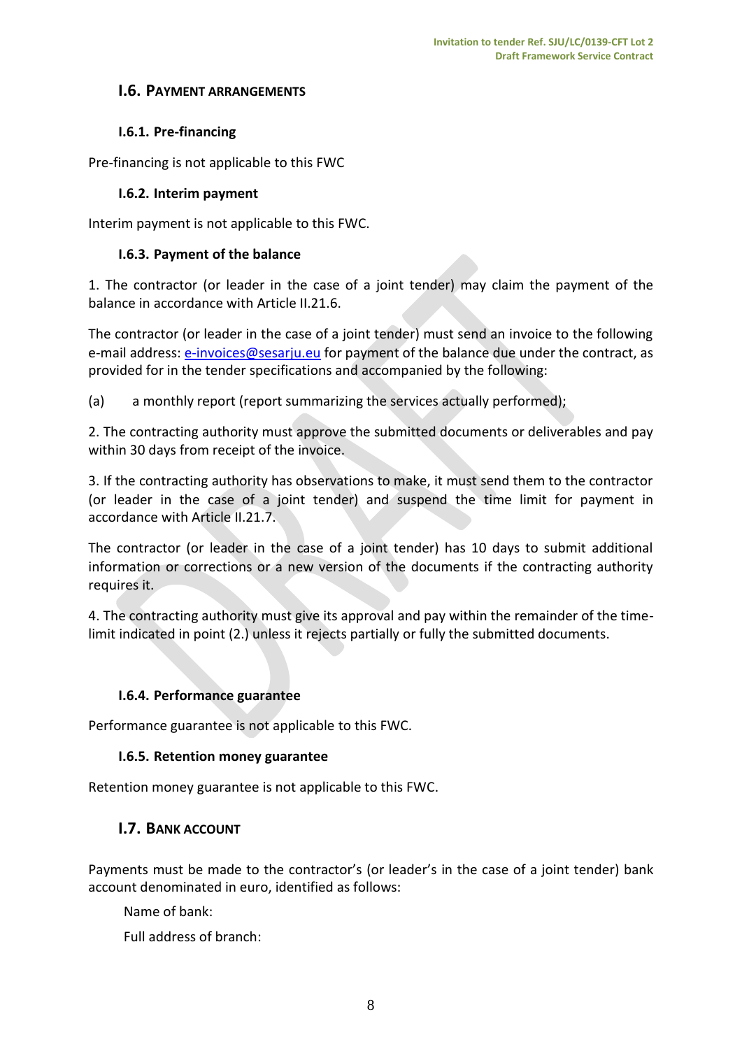## I.6. Payment arrangements

### I.6.1. Pre-financing

Pre-financing is not applicable to this FWC

### I.6.2. Interim payment

Interim payment is not applicable to this FWC.

### I.6.3. Payment of the balance

1. The contractor (or leader in the case of a joint tender) may claim the payment of the balance in accordance with Article II.21.6.

The contractor (or leader in the case of a joint tender) must send an invoice to the following e-mail address: e-invoices@sesarju.eu for payment of the balance due under the contract, as provided for in the tender specifications and accompanied by the following:

(a) a monthly report (report summarizing the services actually performed);

2. The contracting authority must approve the submitted documents or deliverables and pay within 30 days from receipt of the invoice.

3. If the contracting authority has observations to make, it must send them to the contractor (or leader in the case of a joint tender) and suspend the time limit for payment in accordance with Article II.21.7.

The contractor (or leader in the case of a joint tender) has 10 days to submit additional information or corrections or a new version of the documents if the contracting authority requires it.

4. The contracting authority must give its approval and pay within the remainder of the time-limit indicated in point (2.) unless it rejects partially or fully the submitted documents.

### I.6.4. Performance guarantee

Performance guarantee is not applicable to this FWC.

### I.6.5. Retention money guarantee

Retention money guarantee is not applicable to this FWC.

## I.7. Bank account

Payments must be made to the contractor's (or leader's in the case of a joint tender) bank account denominated in euro, identified as follows:

Name of bank:

Full address of branch: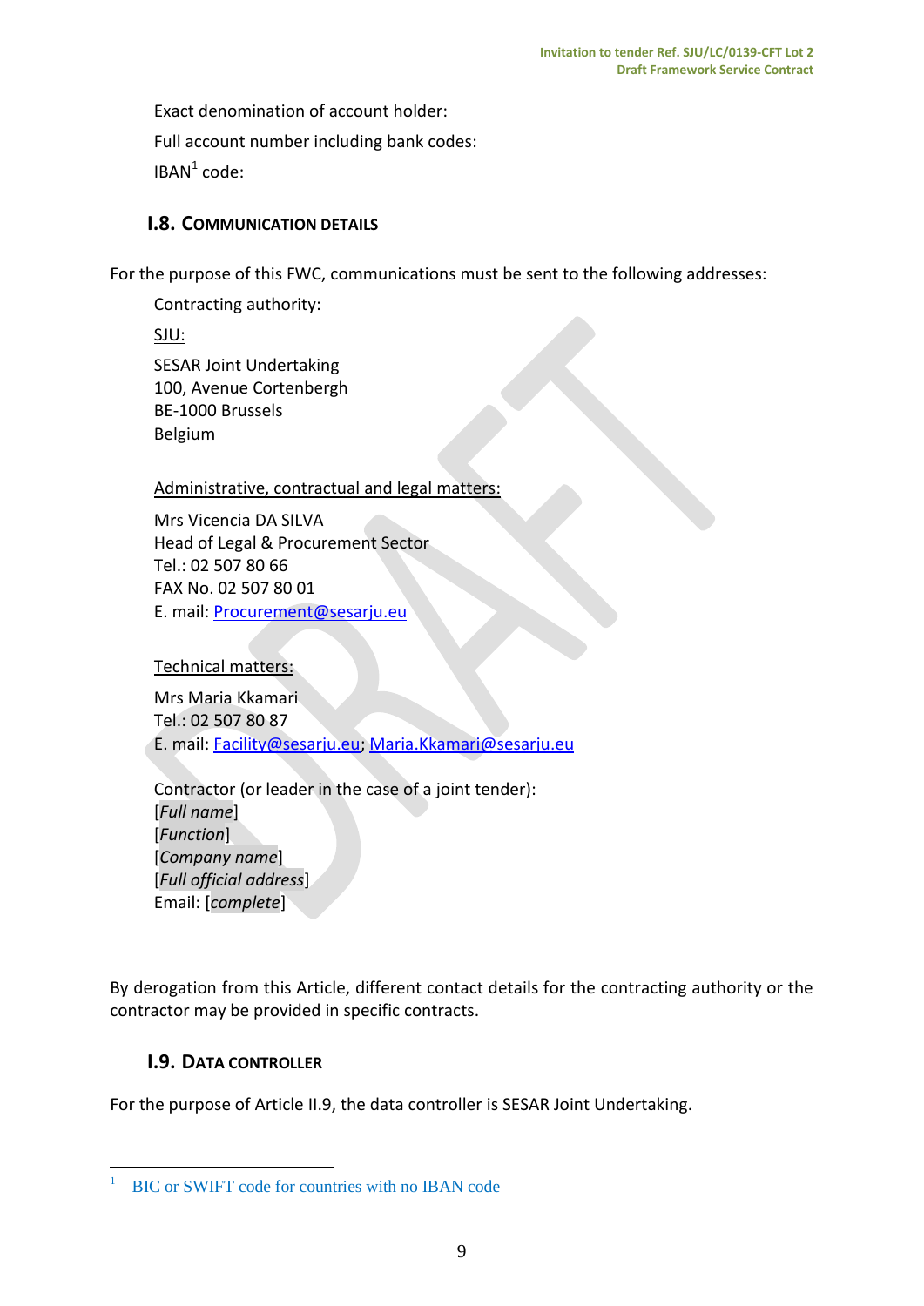Exact denomination of account holder:

Full account number including bank codes:

IBAN[1] code:

### I.8. COMMUNICATION DETAILS

For the purpose of this FWC, communications must be sent to the following addresses:

Contracting authority:

SJU:

SESAR Joint Undertaking
100, Avenue Cortenbergh
BE-1000 Brussels
Belgium

Administrative, contractual and legal matters:

Mrs Vicencia DA SILVA
Head of Legal & Procurement Sector
Tel.: 02 507 80 66
FAX No. 02 507 80 01
E. mail: Procurement@sesarju.eu

Technical matters:

Mrs Maria Kkamari
Tel.: 02 507 80 87
E. mail: Facility@sesarju.eu; Maria.Kkamari@sesarju.eu

Contractor (or leader in the case of a joint tender):
[*Full name*]
[*Function*]
[*Company name*]
[*Full official address*]
Email: [*complete*]

By derogation from this Article, different contact details for the contracting authority or the contractor may be provided in specific contracts.

### I.9. DATA CONTROLLER

For the purpose of Article II.9, the data controller is SESAR Joint Undertaking.

---

[1] BIC or SWIFT code for countries with no IBAN code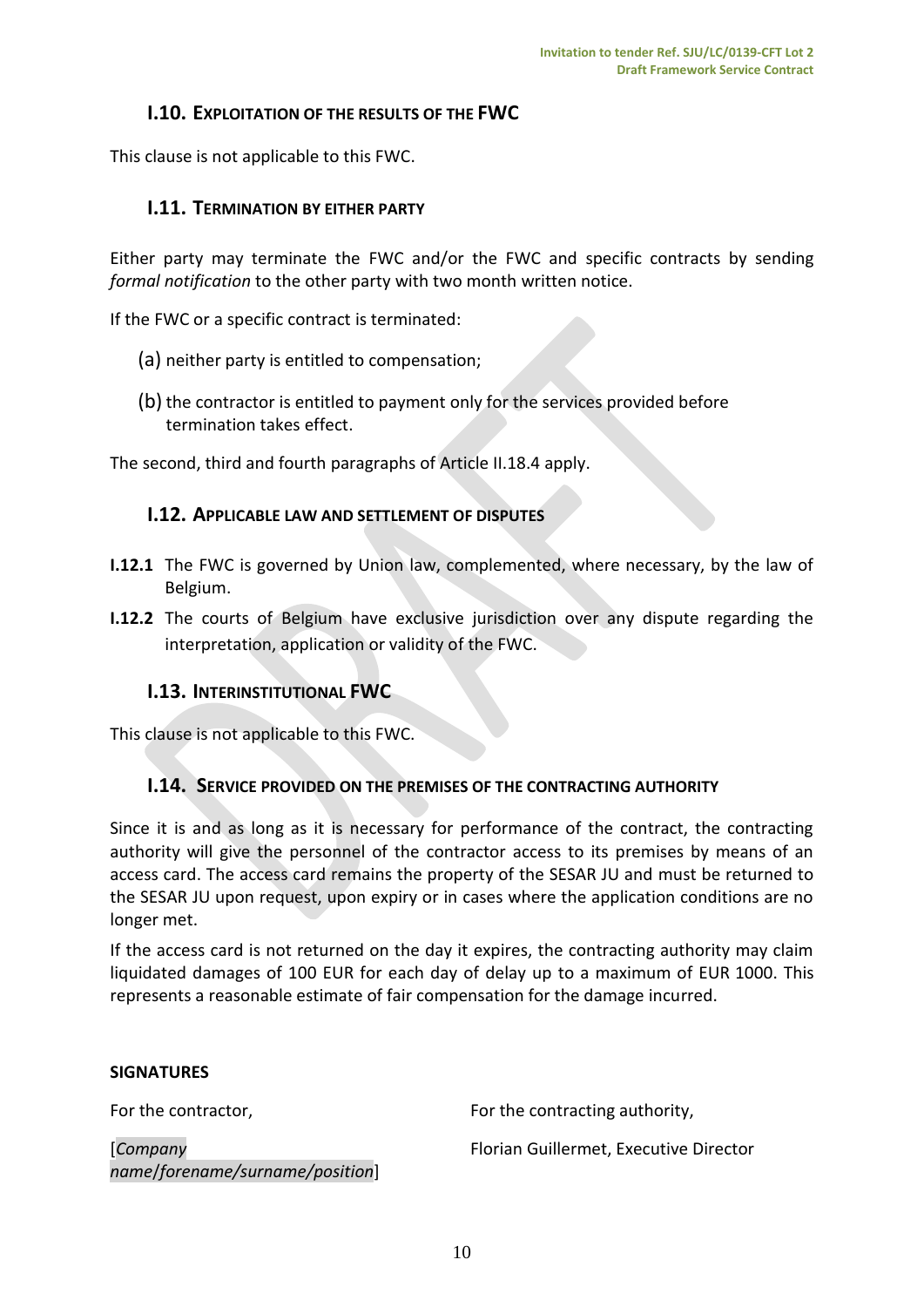## I.10. EXPLOITATION OF THE RESULTS OF THE FWC

This clause is not applicable to this FWC.

## I.11. TERMINATION BY EITHER PARTY

Either party may terminate the FWC and/or the FWC and specific contracts by sending *formal notification* to the other party with two month written notice.

If the FWC or a specific contract is terminated:

(a) neither party is entitled to compensation;

(b) the contractor is entitled to payment only for the services provided before termination takes effect.

The second, third and fourth paragraphs of Article II.18.4 apply.

## I.12. APPLICABLE LAW AND SETTLEMENT OF DISPUTES

**I.12.1** The FWC is governed by Union law, complemented, where necessary, by the law of Belgium.

**I.12.2** The courts of Belgium have exclusive jurisdiction over any dispute regarding the interpretation, application or validity of the FWC.

## I.13. INTERINSTITUTIONAL FWC

This clause is not applicable to this FWC.

## I.14. SERVICE PROVIDED ON THE PREMISES OF THE CONTRACTING AUTHORITY

Since it is and as long as it is necessary for performance of the contract, the contracting authority will give the personnel of the contractor access to its premises by means of an access card. The access card remains the property of the SESAR JU and must be returned to the SESAR JU upon request, upon expiry or in cases where the application conditions are no longer met.

If the access card is not returned on the day it expires, the contracting authority may claim liquidated damages of 100 EUR for each day of delay up to a maximum of EUR 1000. This represents a reasonable estimate of fair compensation for the damage incurred.

**SIGNATURES**

| For the contractor, | For the contracting authority, |
|---|---|
| [*Company name/forename/surname/position*] | Florian Guillermet, Executive Director |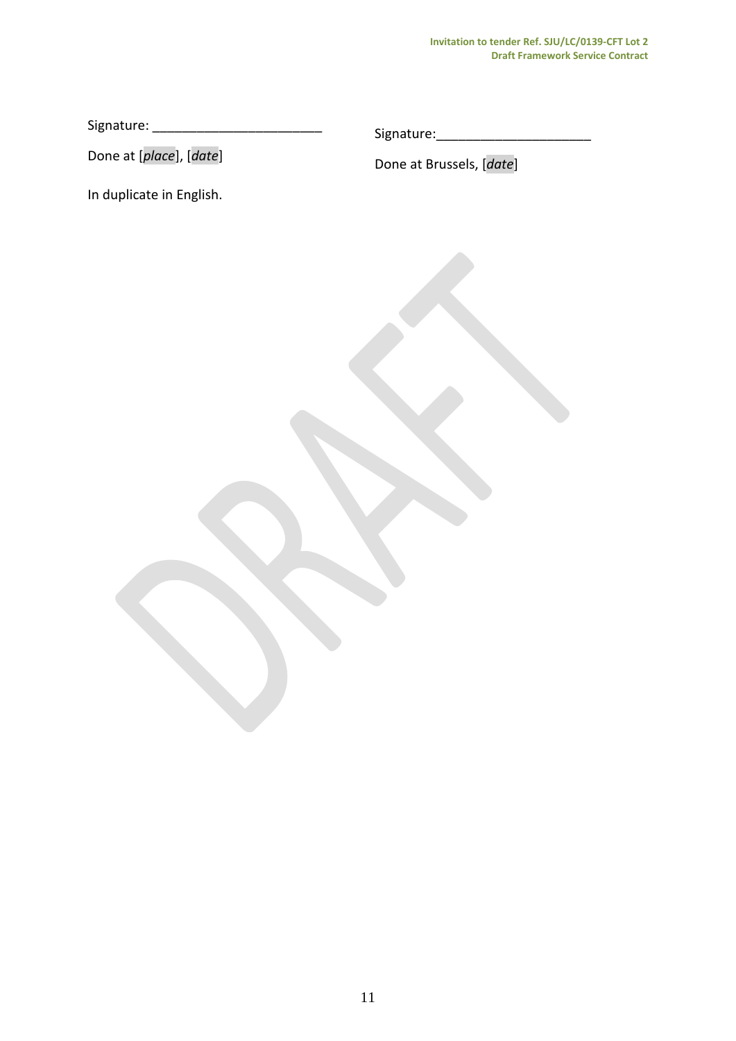Signature: _______________________

Done at [*place*], [*date*]

In duplicate in English.

Signature:_____________________

Done at Brussels, [*date*]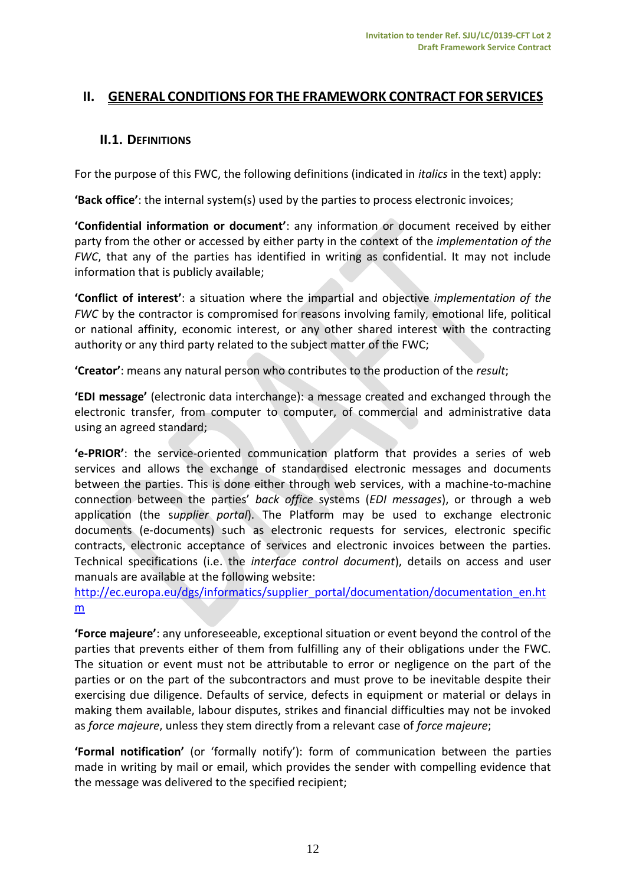## II. GENERAL CONDITIONS FOR THE FRAMEWORK CONTRACT FOR SERVICES

### II.1. Definitions

For the purpose of this FWC, the following definitions (indicated in *italics* in the text) apply:

**'Back office'**: the internal system(s) used by the parties to process electronic invoices;

**'Confidential information or document'**: any information or document received by either party from the other or accessed by either party in the context of the *implementation of the FWC*, that any of the parties has identified in writing as confidential. It may not include information that is publicly available;

**'Conflict of interest'**: a situation where the impartial and objective *implementation of the FWC* by the contractor is compromised for reasons involving family, emotional life, political or national affinity, economic interest, or any other shared interest with the contracting authority or any third party related to the subject matter of the FWC;

**'Creator'**: means any natural person who contributes to the production of the *result*;

**'EDI message'** (electronic data interchange): a message created and exchanged through the electronic transfer, from computer to computer, of commercial and administrative data using an agreed standard;

**'e-PRIOR'**: the service-oriented communication platform that provides a series of web services and allows the exchange of standardised electronic messages and documents between the parties. This is done either through web services, with a machine-to-machine connection between the parties' *back office* systems (*EDI messages*), or through a web application (the s*upplier portal*). The Platform may be used to exchange electronic documents (e-documents) such as electronic requests for services, electronic specific contracts, electronic acceptance of services and electronic invoices between the parties. Technical specifications (i.e. the *interface control document*), details on access and user manuals are available at the following website: [http://ec.europa.eu/dgs/informatics/supplier_portal/documentation/documentation_en.htm](http://ec.europa.eu/dgs/informatics/supplier_portal/documentation/documentation_en.htm)

**'Force majeure'**: any unforeseeable, exceptional situation or event beyond the control of the parties that prevents either of them from fulfilling any of their obligations under the FWC. The situation or event must not be attributable to error or negligence on the part of the parties or on the part of the subcontractors and must prove to be inevitable despite their exercising due diligence. Defaults of service, defects in equipment or material or delays in making them available, labour disputes, strikes and financial difficulties may not be invoked as *force majeure*, unless they stem directly from a relevant case of *force majeure*;

**'Formal notification'** (or 'formally notify'): form of communication between the parties made in writing by mail or email, which provides the sender with compelling evidence that the message was delivered to the specified recipient;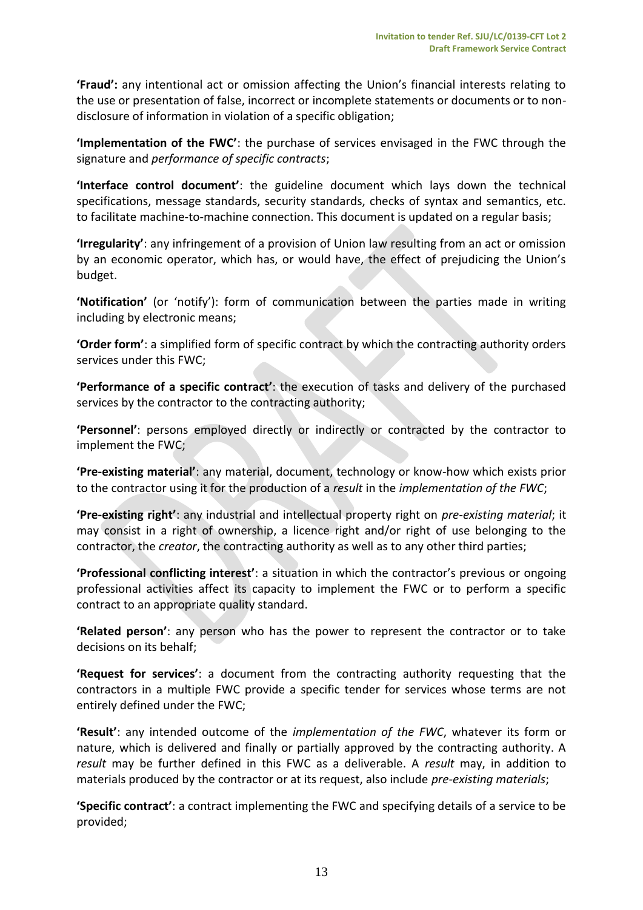**'Fraud':** any intentional act or omission affecting the Union's financial interests relating to the use or presentation of false, incorrect or incomplete statements or documents or to non-disclosure of information in violation of a specific obligation;

**'Implementation of the FWC'**: the purchase of services envisaged in the FWC through the signature and *performance of specific contracts*;

**'Interface control document'**: the guideline document which lays down the technical specifications, message standards, security standards, checks of syntax and semantics, etc. to facilitate machine-to-machine connection. This document is updated on a regular basis;

**'Irregularity'**: any infringement of a provision of Union law resulting from an act or omission by an economic operator, which has, or would have, the effect of prejudicing the Union's budget.

**'Notification'** (or 'notify'): form of communication between the parties made in writing including by electronic means;

**'Order form'**: a simplified form of specific contract by which the contracting authority orders services under this FWC;

**'Performance of a specific contract'**: the execution of tasks and delivery of the purchased services by the contractor to the contracting authority;

**'Personnel'**: persons employed directly or indirectly or contracted by the contractor to implement the FWC;

**'Pre-existing material'**: any material, document, technology or know-how which exists prior to the contractor using it for the production of a *result* in the *implementation of the FWC*;

**'Pre-existing right'**: any industrial and intellectual property right on *pre-existing material*; it may consist in a right of ownership, a licence right and/or right of use belonging to the contractor, the *creator*, the contracting authority as well as to any other third parties;

**'Professional conflicting interest'**: a situation in which the contractor's previous or ongoing professional activities affect its capacity to implement the FWC or to perform a specific contract to an appropriate quality standard.

**'Related person'**: any person who has the power to represent the contractor or to take decisions on its behalf;

**'Request for services'**: a document from the contracting authority requesting that the contractors in a multiple FWC provide a specific tender for services whose terms are not entirely defined under the FWC;

**'Result'**: any intended outcome of the *implementation of the FWC*, whatever its form or nature, which is delivered and finally or partially approved by the contracting authority. A *result* may be further defined in this FWC as a deliverable. A *result* may, in addition to materials produced by the contractor or at its request, also include *pre-existing materials*;

**'Specific contract'**: a contract implementing the FWC and specifying details of a service to be provided;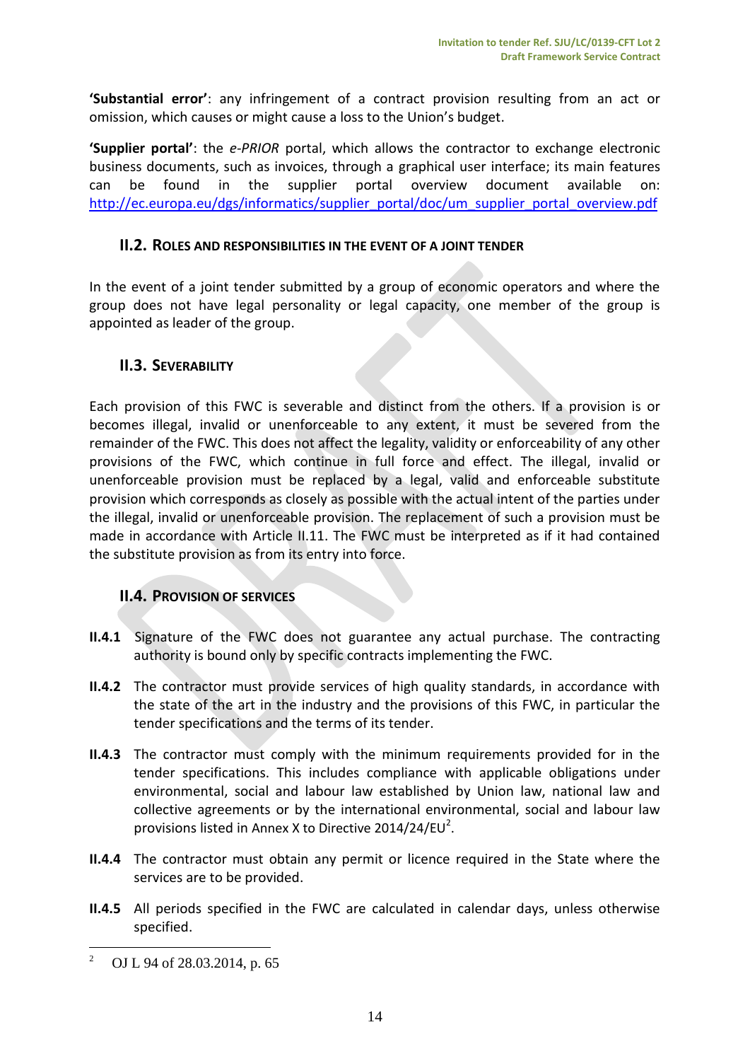**'Substantial error'**: any infringement of a contract provision resulting from an act or omission, which causes or might cause a loss to the Union's budget.

**'Supplier portal'**: the *e-PRIOR* portal, which allows the contractor to exchange electronic business documents, such as invoices, through a graphical user interface; its main features can be found in the supplier portal overview document available on: http://ec.europa.eu/dgs/informatics/supplier_portal/doc/um_supplier_portal_overview.pdf

## II.2. Roles and responsibilities in the event of a joint tender

In the event of a joint tender submitted by a group of economic operators and where the group does not have legal personality or legal capacity, one member of the group is appointed as leader of the group.

## II.3. Severability

Each provision of this FWC is severable and distinct from the others. If a provision is or becomes illegal, invalid or unenforceable to any extent, it must be severed from the remainder of the FWC. This does not affect the legality, validity or enforceability of any other provisions of the FWC, which continue in full force and effect. The illegal, invalid or unenforceable provision must be replaced by a legal, valid and enforceable substitute provision which corresponds as closely as possible with the actual intent of the parties under the illegal, invalid or unenforceable provision. The replacement of such a provision must be made in accordance with Article II.11. The FWC must be interpreted as if it had contained the substitute provision as from its entry into force.

## II.4. Provision of services

**II.4.1** Signature of the FWC does not guarantee any actual purchase. The contracting authority is bound only by specific contracts implementing the FWC.

**II.4.2** The contractor must provide services of high quality standards, in accordance with the state of the art in the industry and the provisions of this FWC, in particular the tender specifications and the terms of its tender.

**II.4.3** The contractor must comply with the minimum requirements provided for in the tender specifications. This includes compliance with applicable obligations under environmental, social and labour law established by Union law, national law and collective agreements or by the international environmental, social and labour law provisions listed in Annex X to Directive 2014/24/EU[2].

**II.4.4** The contractor must obtain any permit or licence required in the State where the services are to be provided.

**II.4.5** All periods specified in the FWC are calculated in calendar days, unless otherwise specified.

---

[2] OJ L 94 of 28.03.2014, p. 65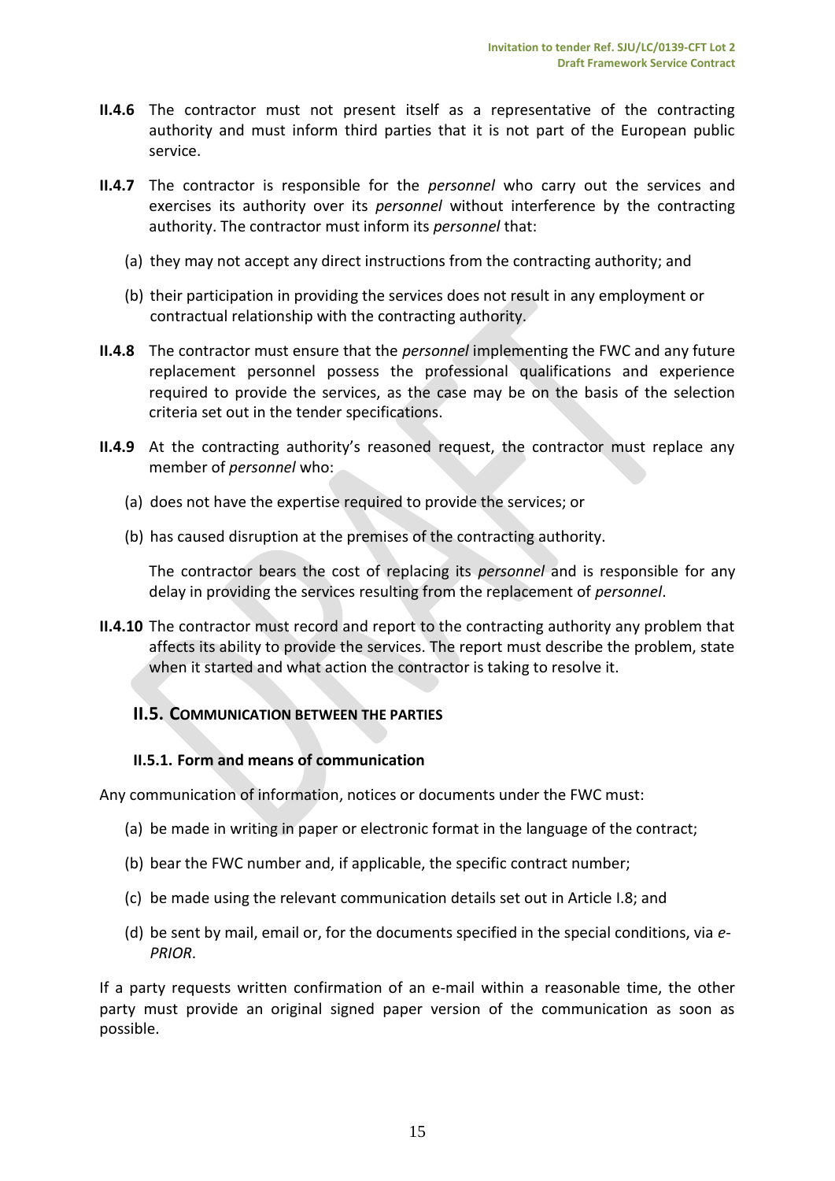**II.4.6** The contractor must not present itself as a representative of the contracting authority and must inform third parties that it is not part of the European public service.

**II.4.7** The contractor is responsible for the *personnel* who carry out the services and exercises its authority over its *personnel* without interference by the contracting authority. The contractor must inform its *personnel* that:

(a) they may not accept any direct instructions from the contracting authority; and

(b) their participation in providing the services does not result in any employment or contractual relationship with the contracting authority.

**II.4.8** The contractor must ensure that the *personnel* implementing the FWC and any future replacement personnel possess the professional qualifications and experience required to provide the services, as the case may be on the basis of the selection criteria set out in the tender specifications.

**II.4.9** At the contracting authority's reasoned request, the contractor must replace any member of *personnel* who:

(a) does not have the expertise required to provide the services; or

(b) has caused disruption at the premises of the contracting authority.

The contractor bears the cost of replacing its *personnel* and is responsible for any delay in providing the services resulting from the replacement of *personnel*.

**II.4.10** The contractor must record and report to the contracting authority any problem that affects its ability to provide the services. The report must describe the problem, state when it started and what action the contractor is taking to resolve it.

## II.5. Communication between the parties

### II.5.1. Form and means of communication

Any communication of information, notices or documents under the FWC must:

(a) be made in writing in paper or electronic format in the language of the contract;

(b) bear the FWC number and, if applicable, the specific contract number;

(c) be made using the relevant communication details set out in Article I.8; and

(d) be sent by mail, email or, for the documents specified in the special conditions, via *e-PRIOR*.

If a party requests written confirmation of an e-mail within a reasonable time, the other party must provide an original signed paper version of the communication as soon as possible.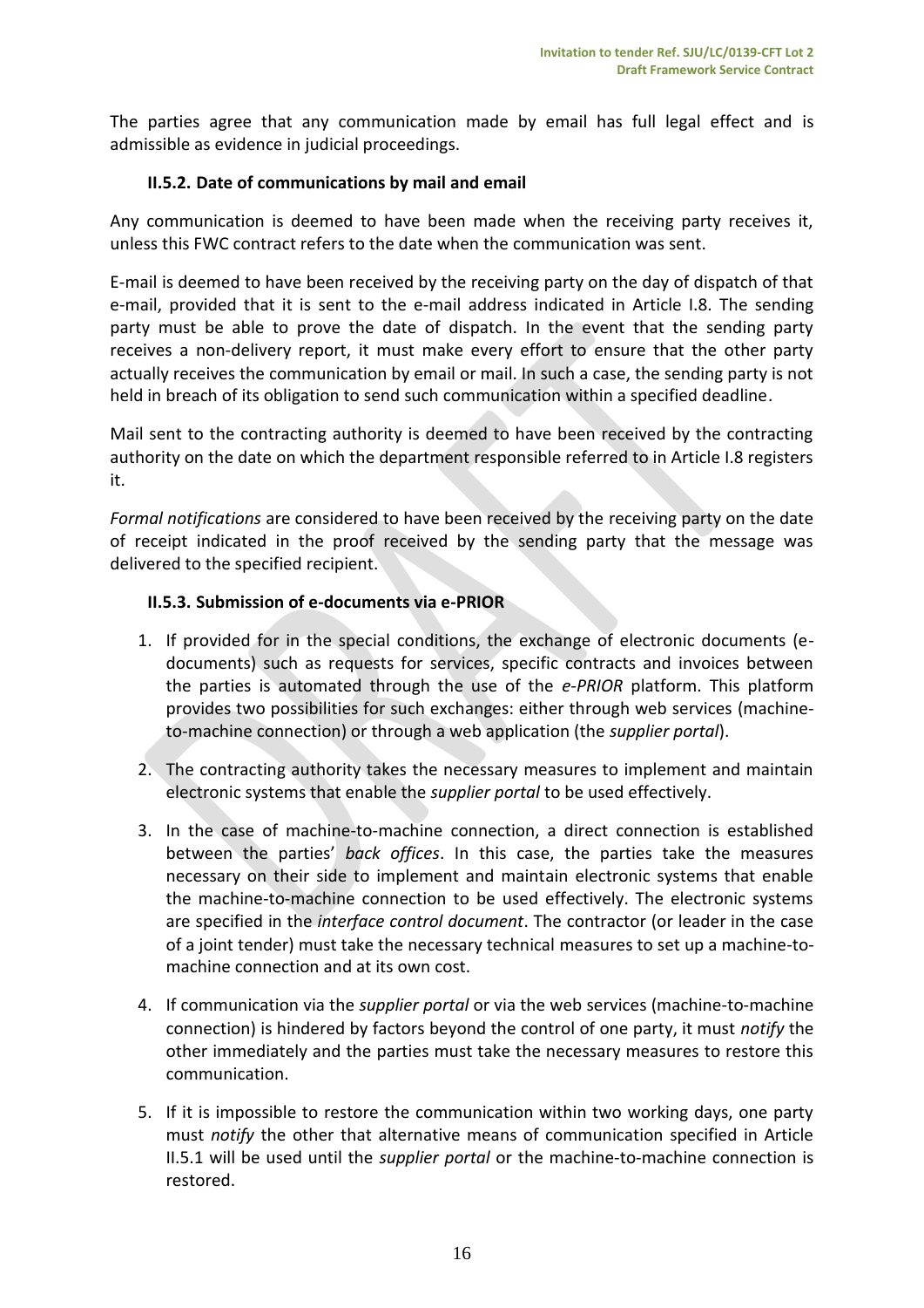The parties agree that any communication made by email has full legal effect and is admissible as evidence in judicial proceedings.

### II.5.2. Date of communications by mail and email

Any communication is deemed to have been made when the receiving party receives it, unless this FWC contract refers to the date when the communication was sent.

E-mail is deemed to have been received by the receiving party on the day of dispatch of that e-mail, provided that it is sent to the e-mail address indicated in Article I.8. The sending party must be able to prove the date of dispatch. In the event that the sending party receives a non-delivery report, it must make every effort to ensure that the other party actually receives the communication by email or mail. In such a case, the sending party is not held in breach of its obligation to send such communication within a specified deadline.

Mail sent to the contracting authority is deemed to have been received by the contracting authority on the date on which the department responsible referred to in Article I.8 registers it.

*Formal notifications* are considered to have been received by the receiving party on the date of receipt indicated in the proof received by the sending party that the message was delivered to the specified recipient.

### II.5.3. Submission of e-documents via e-PRIOR

1. If provided for in the special conditions, the exchange of electronic documents (e-documents) such as requests for services, specific contracts and invoices between the parties is automated through the use of the *e-PRIOR* platform. This platform provides two possibilities for such exchanges: either through web services (machine-to-machine connection) or through a web application (the *supplier portal*).

2. The contracting authority takes the necessary measures to implement and maintain electronic systems that enable the *supplier portal* to be used effectively.

3. In the case of machine-to-machine connection, a direct connection is established between the parties' *back offices*. In this case, the parties take the measures necessary on their side to implement and maintain electronic systems that enable the machine-to-machine connection to be used effectively. The electronic systems are specified in the *interface control document*. The contractor (or leader in the case of a joint tender) must take the necessary technical measures to set up a machine-to-machine connection and at its own cost.

4. If communication via the *supplier portal* or via the web services (machine-to-machine connection) is hindered by factors beyond the control of one party, it must *notify* the other immediately and the parties must take the necessary measures to restore this communication.

5. If it is impossible to restore the communication within two working days, one party must *notify* the other that alternative means of communication specified in Article II.5.1 will be used until the *supplier portal* or the machine-to-machine connection is restored.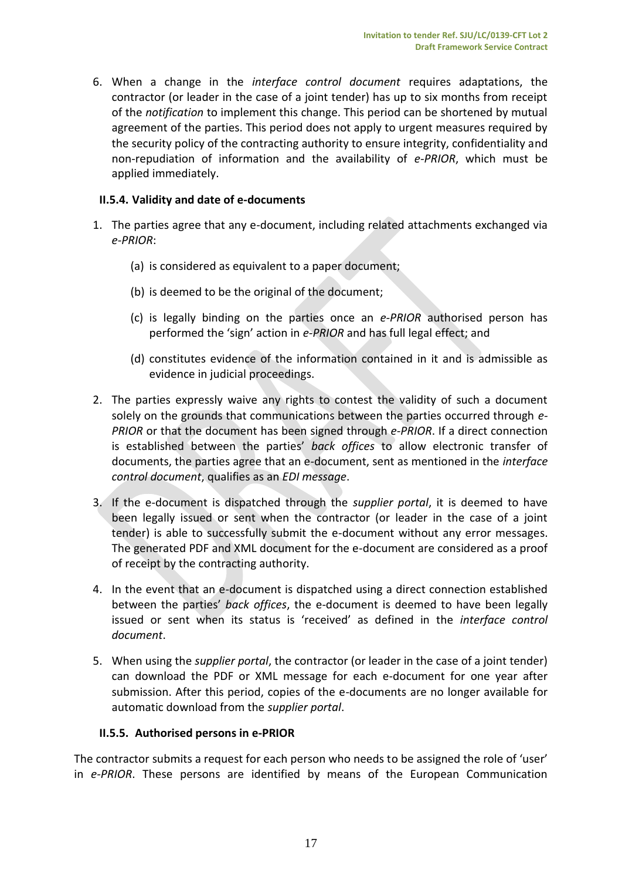6. When a change in the *interface control document* requires adaptations, the contractor (or leader in the case of a joint tender) has up to six months from receipt of the *notification* to implement this change. This period can be shortened by mutual agreement of the parties. This period does not apply to urgent measures required by the security policy of the contracting authority to ensure integrity, confidentiality and non-repudiation of information and the availability of *e-PRIOR*, which must be applied immediately.

#### II.5.4. Validity and date of e-documents

1. The parties agree that any e-document, including related attachments exchanged via *e-PRIOR*:

   (a) is considered as equivalent to a paper document;

   (b) is deemed to be the original of the document;

   (c) is legally binding on the parties once an *e-PRIOR* authorised person has performed the 'sign' action in *e-PRIOR* and has full legal effect; and

   (d) constitutes evidence of the information contained in it and is admissible as evidence in judicial proceedings.

2. The parties expressly waive any rights to contest the validity of such a document solely on the grounds that communications between the parties occurred through *e-PRIOR* or that the document has been signed through *e-PRIOR*. If a direct connection is established between the parties' *back offices* to allow electronic transfer of documents, the parties agree that an e-document, sent as mentioned in the *interface control document*, qualifies as an *EDI message*.

3. If the e-document is dispatched through the *supplier portal*, it is deemed to have been legally issued or sent when the contractor (or leader in the case of a joint tender) is able to successfully submit the e-document without any error messages. The generated PDF and XML document for the e-document are considered as a proof of receipt by the contracting authority.

4. In the event that an e-document is dispatched using a direct connection established between the parties' *back offices*, the e-document is deemed to have been legally issued or sent when its status is 'received' as defined in the *interface control document*.

5. When using the *supplier portal*, the contractor (or leader in the case of a joint tender) can download the PDF or XML message for each e-document for one year after submission. After this period, copies of the e-documents are no longer available for automatic download from the *supplier portal*.

#### II.5.5. Authorised persons in e-PRIOR

The contractor submits a request for each person who needs to be assigned the role of 'user' in *e-PRIOR*. These persons are identified by means of the European Communication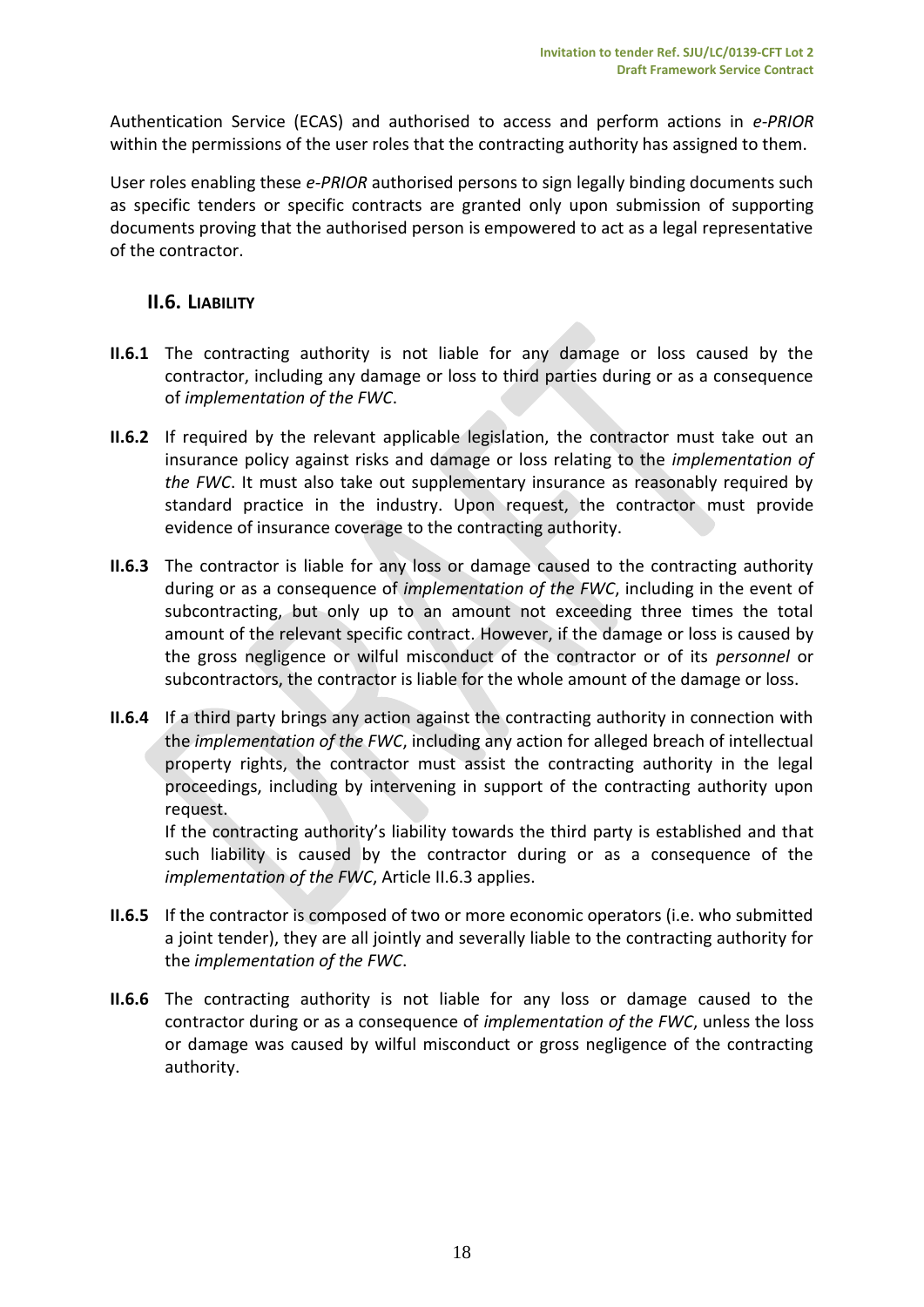Authentication Service (ECAS) and authorised to access and perform actions in *e-PRIOR* within the permissions of the user roles that the contracting authority has assigned to them.

User roles enabling these *e-PRIOR* authorised persons to sign legally binding documents such as specific tenders or specific contracts are granted only upon submission of supporting documents proving that the authorised person is empowered to act as a legal representative of the contractor.

## II.6. LIABILITY

**II.6.1** The contracting authority is not liable for any damage or loss caused by the contractor, including any damage or loss to third parties during or as a consequence of *implementation of the FWC*.

**II.6.2** If required by the relevant applicable legislation, the contractor must take out an insurance policy against risks and damage or loss relating to the *implementation of the FWC*. It must also take out supplementary insurance as reasonably required by standard practice in the industry. Upon request, the contractor must provide evidence of insurance coverage to the contracting authority.

**II.6.3** The contractor is liable for any loss or damage caused to the contracting authority during or as a consequence of *implementation of the FWC*, including in the event of subcontracting, but only up to an amount not exceeding three times the total amount of the relevant specific contract. However, if the damage or loss is caused by the gross negligence or wilful misconduct of the contractor or of its *personnel* or subcontractors, the contractor is liable for the whole amount of the damage or loss.

**II.6.4** If a third party brings any action against the contracting authority in connection with the *implementation of the FWC*, including any action for alleged breach of intellectual property rights, the contractor must assist the contracting authority in the legal proceedings, including by intervening in support of the contracting authority upon request.
If the contracting authority's liability towards the third party is established and that such liability is caused by the contractor during or as a consequence of the *implementation of the FWC*, Article II.6.3 applies.

**II.6.5** If the contractor is composed of two or more economic operators (i.e. who submitted a joint tender), they are all jointly and severally liable to the contracting authority for the *implementation of the FWC*.

**II.6.6** The contracting authority is not liable for any loss or damage caused to the contractor during or as a consequence of *implementation of the FWC*, unless the loss or damage was caused by wilful misconduct or gross negligence of the contracting authority.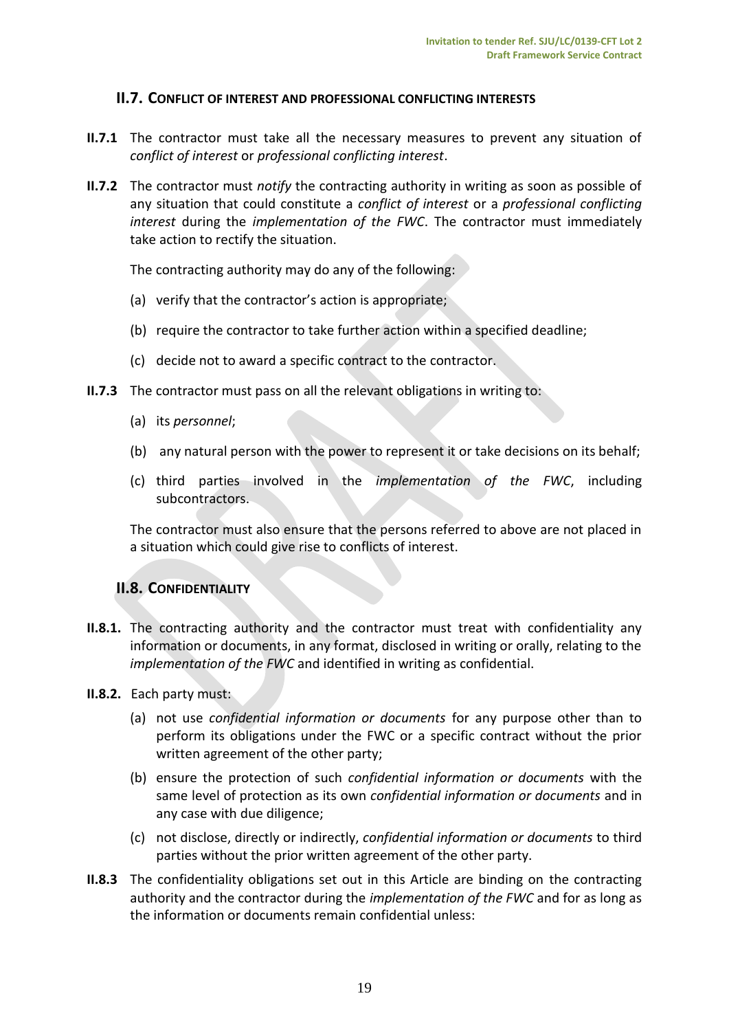### II.7. CONFLICT OF INTEREST AND PROFESSIONAL CONFLICTING INTERESTS

**II.7.1** The contractor must take all the necessary measures to prevent any situation of *conflict of interest* or *professional conflicting interest*.

**II.7.2** The contractor must *notify* the contracting authority in writing as soon as possible of any situation that could constitute a *conflict of interest* or a *professional conflicting interest* during the *implementation of the FWC*. The contractor must immediately take action to rectify the situation.

The contracting authority may do any of the following:

(a) verify that the contractor's action is appropriate;

(b) require the contractor to take further action within a specified deadline;

(c) decide not to award a specific contract to the contractor.

**II.7.3** The contractor must pass on all the relevant obligations in writing to:

(a) its *personnel*;

(b) any natural person with the power to represent it or take decisions on its behalf;

(c) third parties involved in the *implementation of the FWC*, including subcontractors.

The contractor must also ensure that the persons referred to above are not placed in a situation which could give rise to conflicts of interest.

### II.8. CONFIDENTIALITY

**II.8.1.** The contracting authority and the contractor must treat with confidentiality any information or documents, in any format, disclosed in writing or orally, relating to the *implementation of the FWC* and identified in writing as confidential.

**II.8.2.** Each party must:

(a) not use *confidential information or documents* for any purpose other than to perform its obligations under the FWC or a specific contract without the prior written agreement of the other party;

(b) ensure the protection of such *confidential information or documents* with the same level of protection as its own *confidential information or documents* and in any case with due diligence;

(c) not disclose, directly or indirectly, *confidential information or documents* to third parties without the prior written agreement of the other party.

**II.8.3** The confidentiality obligations set out in this Article are binding on the contracting authority and the contractor during the *implementation of the FWC* and for as long as the information or documents remain confidential unless: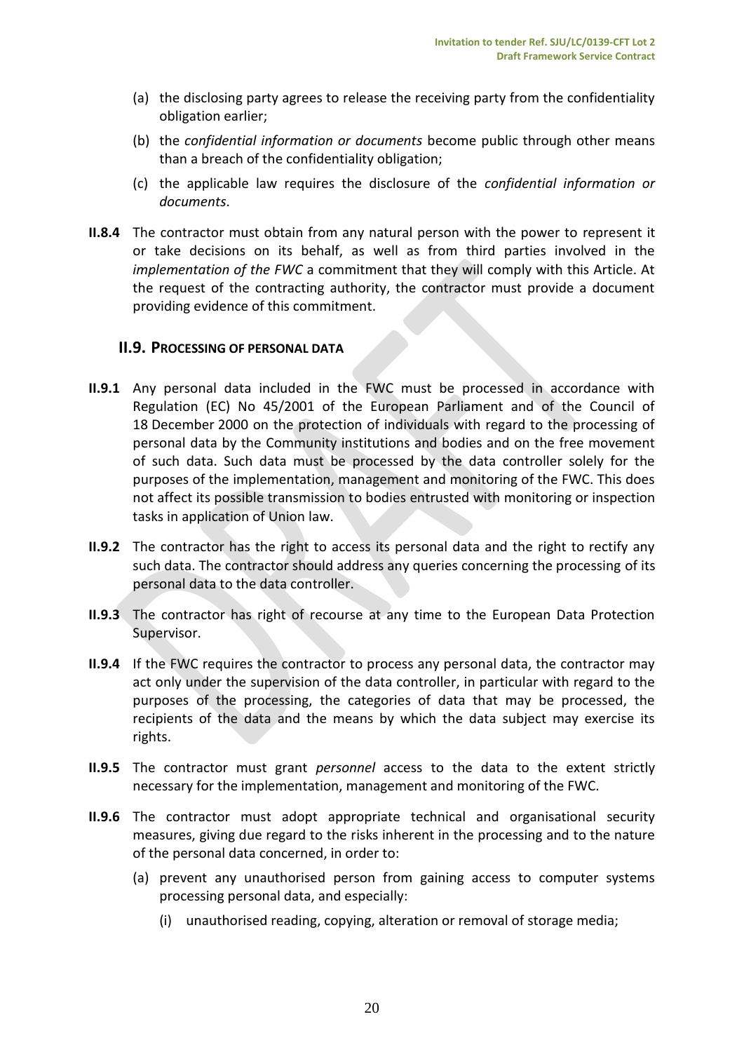(a) the disclosing party agrees to release the receiving party from the confidentiality obligation earlier;

(b) the *confidential information or documents* become public through other means than a breach of the confidentiality obligation;

(c) the applicable law requires the disclosure of the *confidential information or documents*.

**II.8.4** The contractor must obtain from any natural person with the power to represent it or take decisions on its behalf, as well as from third parties involved in the *implementation of the FWC* a commitment that they will comply with this Article. At the request of the contracting authority, the contractor must provide a document providing evidence of this commitment.

### II.9. PROCESSING OF PERSONAL DATA

**II.9.1** Any personal data included in the FWC must be processed in accordance with Regulation (EC) No 45/2001 of the European Parliament and of the Council of 18 December 2000 on the protection of individuals with regard to the processing of personal data by the Community institutions and bodies and on the free movement of such data. Such data must be processed by the data controller solely for the purposes of the implementation, management and monitoring of the FWC. This does not affect its possible transmission to bodies entrusted with monitoring or inspection tasks in application of Union law.

**II.9.2** The contractor has the right to access its personal data and the right to rectify any such data. The contractor should address any queries concerning the processing of its personal data to the data controller.

**II.9.3** The contractor has right of recourse at any time to the European Data Protection Supervisor.

**II.9.4** If the FWC requires the contractor to process any personal data, the contractor may act only under the supervision of the data controller, in particular with regard to the purposes of the processing, the categories of data that may be processed, the recipients of the data and the means by which the data subject may exercise its rights.

**II.9.5** The contractor must grant *personnel* access to the data to the extent strictly necessary for the implementation, management and monitoring of the FWC.

**II.9.6** The contractor must adopt appropriate technical and organisational security measures, giving due regard to the risks inherent in the processing and to the nature of the personal data concerned, in order to:

(a) prevent any unauthorised person from gaining access to computer systems processing personal data, and especially:

(i) unauthorised reading, copying, alteration or removal of storage media;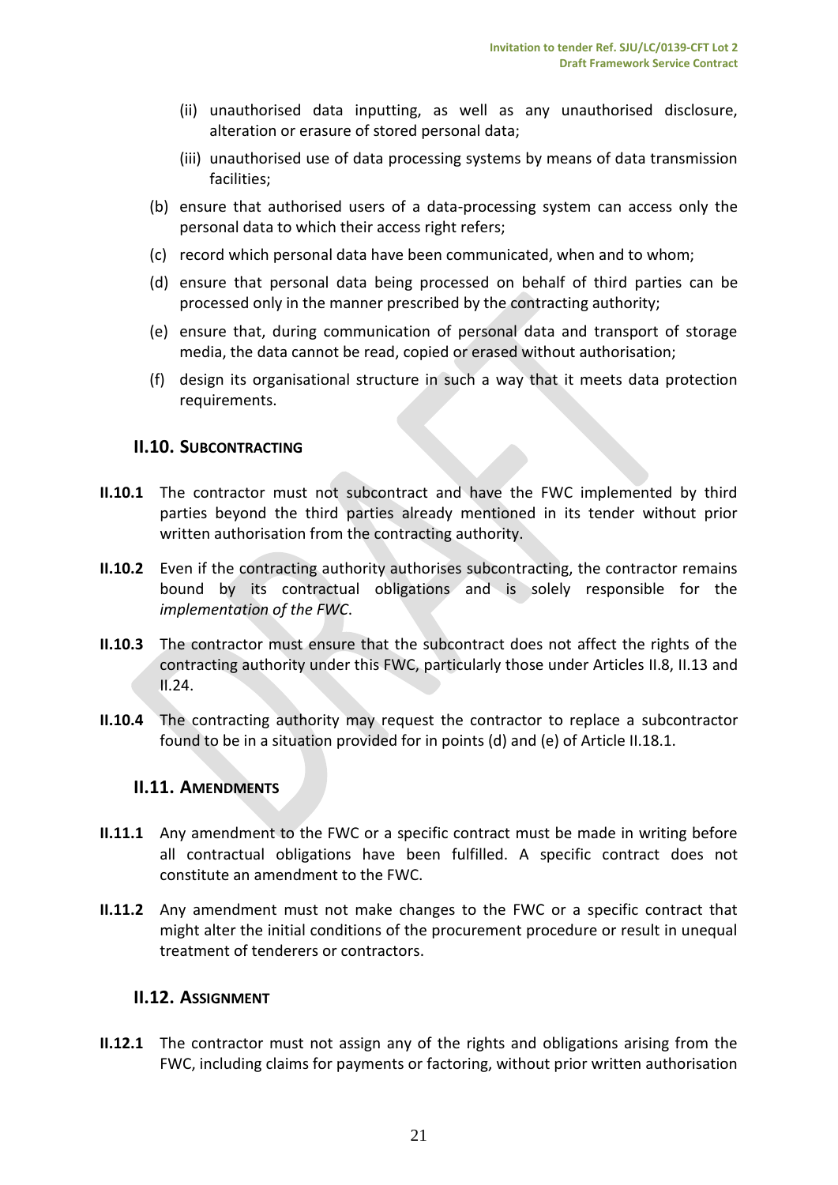(ii) unauthorised data inputting, as well as any unauthorised disclosure, alteration or erasure of stored personal data;

(iii) unauthorised use of data processing systems by means of data transmission facilities;

(b) ensure that authorised users of a data-processing system can access only the personal data to which their access right refers;

(c) record which personal data have been communicated, when and to whom;

(d) ensure that personal data being processed on behalf of third parties can be processed only in the manner prescribed by the contracting authority;

(e) ensure that, during communication of personal data and transport of storage media, the data cannot be read, copied or erased without authorisation;

(f) design its organisational structure in such a way that it meets data protection requirements.

## II.10. SUBCONTRACTING

**II.10.1** The contractor must not subcontract and have the FWC implemented by third parties beyond the third parties already mentioned in its tender without prior written authorisation from the contracting authority.

**II.10.2** Even if the contracting authority authorises subcontracting, the contractor remains bound by its contractual obligations and is solely responsible for the *implementation of the FWC.*

**II.10.3** The contractor must ensure that the subcontract does not affect the rights of the contracting authority under this FWC, particularly those under Articles II.8, II.13 and II.24.

**II.10.4** The contracting authority may request the contractor to replace a subcontractor found to be in a situation provided for in points (d) and (e) of Article II.18.1.

## II.11. AMENDMENTS

**II.11.1** Any amendment to the FWC or a specific contract must be made in writing before all contractual obligations have been fulfilled. A specific contract does not constitute an amendment to the FWC.

**II.11.2** Any amendment must not make changes to the FWC or a specific contract that might alter the initial conditions of the procurement procedure or result in unequal treatment of tenderers or contractors.

## II.12. ASSIGNMENT

**II.12.1** The contractor must not assign any of the rights and obligations arising from the FWC, including claims for payments or factoring, without prior written authorisation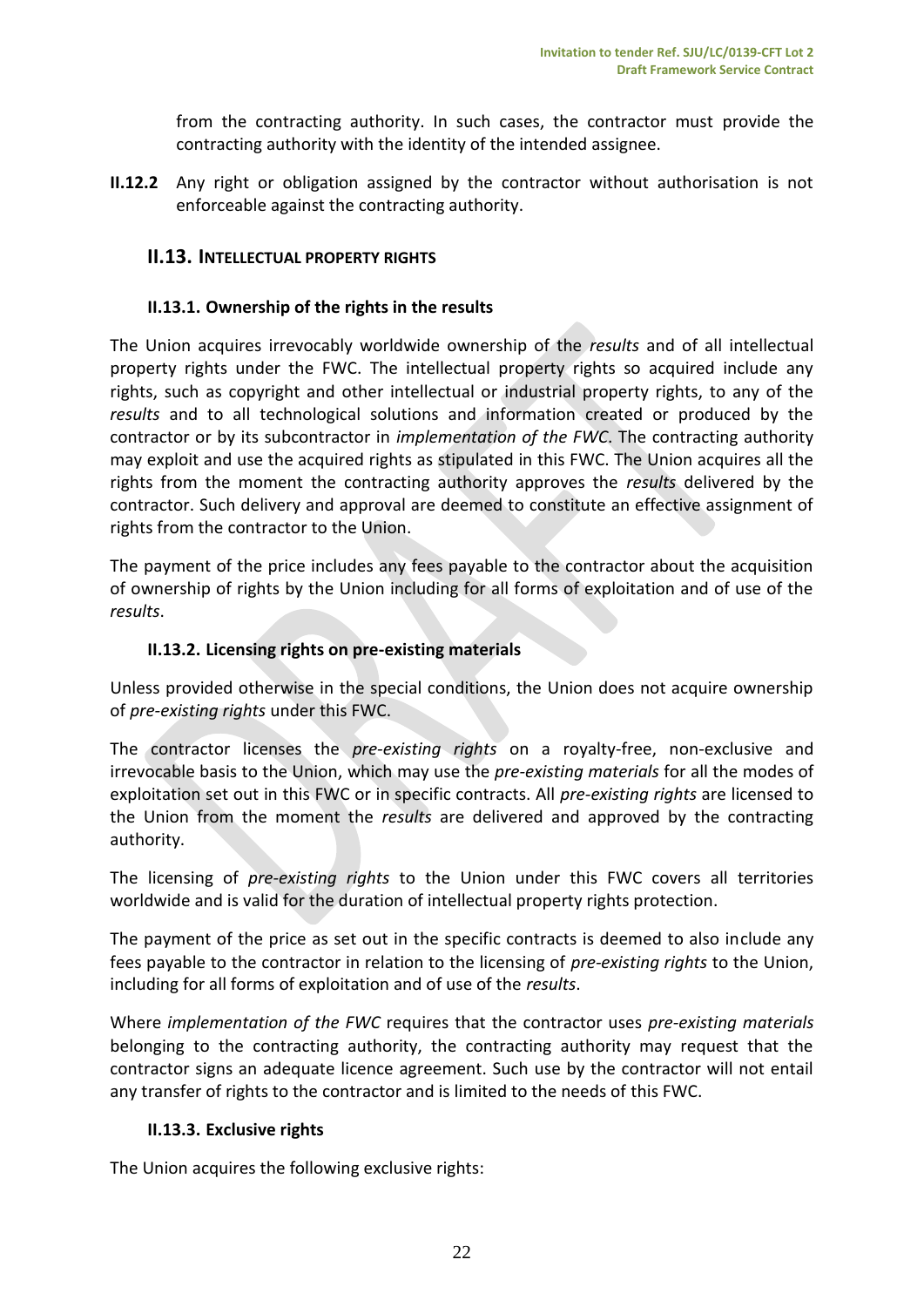from the contracting authority. In such cases, the contractor must provide the contracting authority with the identity of the intended assignee.

**II.12.2** Any right or obligation assigned by the contractor without authorisation is not enforceable against the contracting authority.

## II.13. INTELLECTUAL PROPERTY RIGHTS

### II.13.1. Ownership of the rights in the results

The Union acquires irrevocably worldwide ownership of the *results* and of all intellectual property rights under the FWC. The intellectual property rights so acquired include any rights, such as copyright and other intellectual or industrial property rights, to any of the *results* and to all technological solutions and information created or produced by the contractor or by its subcontractor in *implementation of the FWC*. The contracting authority may exploit and use the acquired rights as stipulated in this FWC. The Union acquires all the rights from the moment the contracting authority approves the *results* delivered by the contractor. Such delivery and approval are deemed to constitute an effective assignment of rights from the contractor to the Union.

The payment of the price includes any fees payable to the contractor about the acquisition of ownership of rights by the Union including for all forms of exploitation and of use of the *results*.

### II.13.2. Licensing rights on pre-existing materials

Unless provided otherwise in the special conditions, the Union does not acquire ownership of *pre-existing rights* under this FWC.

The contractor licenses the *pre-existing rights* on a royalty-free, non-exclusive and irrevocable basis to the Union, which may use the *pre-existing materials* for all the modes of exploitation set out in this FWC or in specific contracts. All *pre-existing rights* are licensed to the Union from the moment the *results* are delivered and approved by the contracting authority.

The licensing of *pre-existing rights* to the Union under this FWC covers all territories worldwide and is valid for the duration of intellectual property rights protection.

The payment of the price as set out in the specific contracts is deemed to also include any fees payable to the contractor in relation to the licensing of *pre-existing rights* to the Union, including for all forms of exploitation and of use of the *results*.

Where *implementation of the FWC* requires that the contractor uses *pre-existing materials* belonging to the contracting authority, the contracting authority may request that the contractor signs an adequate licence agreement. Such use by the contractor will not entail any transfer of rights to the contractor and is limited to the needs of this FWC.

### II.13.3. Exclusive rights

The Union acquires the following exclusive rights: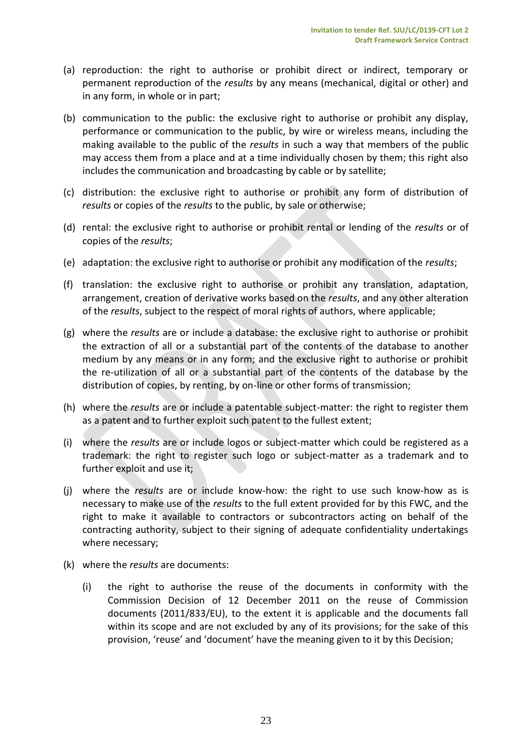(a) reproduction: the right to authorise or prohibit direct or indirect, temporary or permanent reproduction of the *results* by any means (mechanical, digital or other) and in any form, in whole or in part;

(b) communication to the public: the exclusive right to authorise or prohibit any display, performance or communication to the public, by wire or wireless means, including the making available to the public of the *results* in such a way that members of the public may access them from a place and at a time individually chosen by them; this right also includes the communication and broadcasting by cable or by satellite;

(c) distribution: the exclusive right to authorise or prohibit any form of distribution of *results* or copies of the *results* to the public, by sale or otherwise;

(d) rental: the exclusive right to authorise or prohibit rental or lending of the *results* or of copies of the *results*;

(e) adaptation: the exclusive right to authorise or prohibit any modification of the *results*;

(f) translation: the exclusive right to authorise or prohibit any translation, adaptation, arrangement, creation of derivative works based on the *results*, and any other alteration of the *results*, subject to the respect of moral rights of authors, where applicable;

(g) where the *results* are or include a database: the exclusive right to authorise or prohibit the extraction of all or a substantial part of the contents of the database to another medium by any means or in any form; and the exclusive right to authorise or prohibit the re-utilization of all or a substantial part of the contents of the database by the distribution of copies, by renting, by on-line or other forms of transmission;

(h) where the *results* are or include a patentable subject-matter: the right to register them as a patent and to further exploit such patent to the fullest extent;

(i) where the *results* are or include logos or subject-matter which could be registered as a trademark: the right to register such logo or subject-matter as a trademark and to further exploit and use it;

(j) where the *results* are or include know-how: the right to use such know-how as is necessary to make use of the *results* to the full extent provided for by this FWC, and the right to make it available to contractors or subcontractors acting on behalf of the contracting authority, subject to their signing of adequate confidentiality undertakings where necessary;

(k) where the *results* are documents:

   (i) the right to authorise the reuse of the documents in conformity with the Commission Decision of 12 December 2011 on the reuse of Commission documents (2011/833/EU), to the extent it is applicable and the documents fall within its scope and are not excluded by any of its provisions; for the sake of this provision, 'reuse' and 'document' have the meaning given to it by this Decision;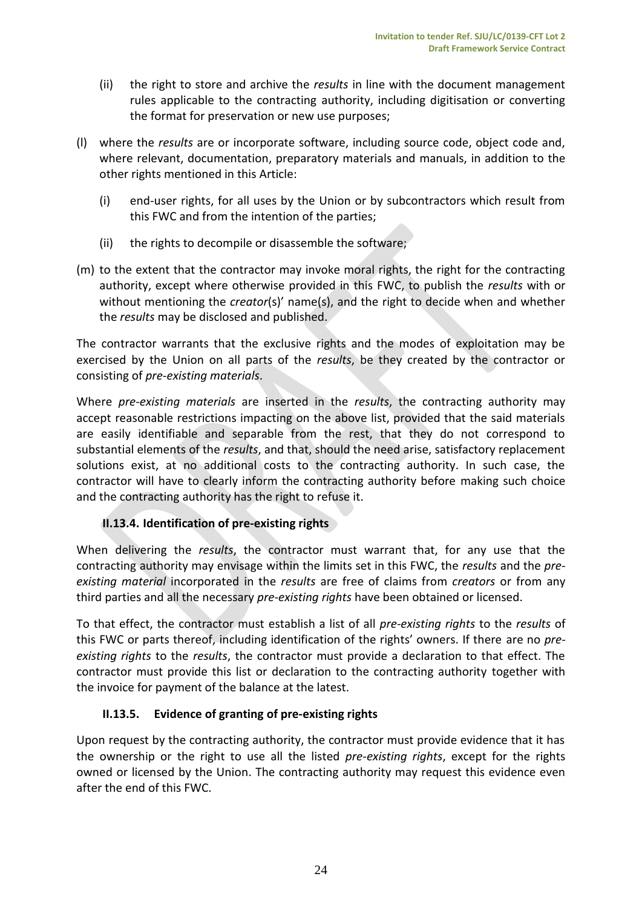(ii) the right to store and archive the *results* in line with the document management rules applicable to the contracting authority, including digitisation or converting the format for preservation or new use purposes;

(l) where the *results* are or incorporate software, including source code, object code and, where relevant, documentation, preparatory materials and manuals, in addition to the other rights mentioned in this Article:

(i) end-user rights, for all uses by the Union or by subcontractors which result from this FWC and from the intention of the parties;

(ii) the rights to decompile or disassemble the software;

(m) to the extent that the contractor may invoke moral rights, the right for the contracting authority, except where otherwise provided in this FWC, to publish the *results* with or without mentioning the *creator*(s)' name(s), and the right to decide when and whether the *results* may be disclosed and published.

The contractor warrants that the exclusive rights and the modes of exploitation may be exercised by the Union on all parts of the *results*, be they created by the contractor or consisting of *pre-existing materials*.

Where *pre-existing materials* are inserted in the *results*, the contracting authority may accept reasonable restrictions impacting on the above list, provided that the said materials are easily identifiable and separable from the rest, that they do not correspond to substantial elements of the *results*, and that, should the need arise, satisfactory replacement solutions exist, at no additional costs to the contracting authority. In such case, the contractor will have to clearly inform the contracting authority before making such choice and the contracting authority has the right to refuse it.

### II.13.4. Identification of pre-existing rights

When delivering the *results*, the contractor must warrant that, for any use that the contracting authority may envisage within the limits set in this FWC, the *results* and the *pre-existing material* incorporated in the *results* are free of claims from *creators* or from any third parties and all the necessary *pre-existing rights* have been obtained or licensed.

To that effect, the contractor must establish a list of all *pre-existing rights* to the *results* of this FWC or parts thereof, including identification of the rights' owners. If there are no *pre-existing rights* to the *results*, the contractor must provide a declaration to that effect. The contractor must provide this list or declaration to the contracting authority together with the invoice for payment of the balance at the latest.

### II.13.5. Evidence of granting of pre-existing rights

Upon request by the contracting authority, the contractor must provide evidence that it has the ownership or the right to use all the listed *pre-existing rights*, except for the rights owned or licensed by the Union. The contracting authority may request this evidence even after the end of this FWC.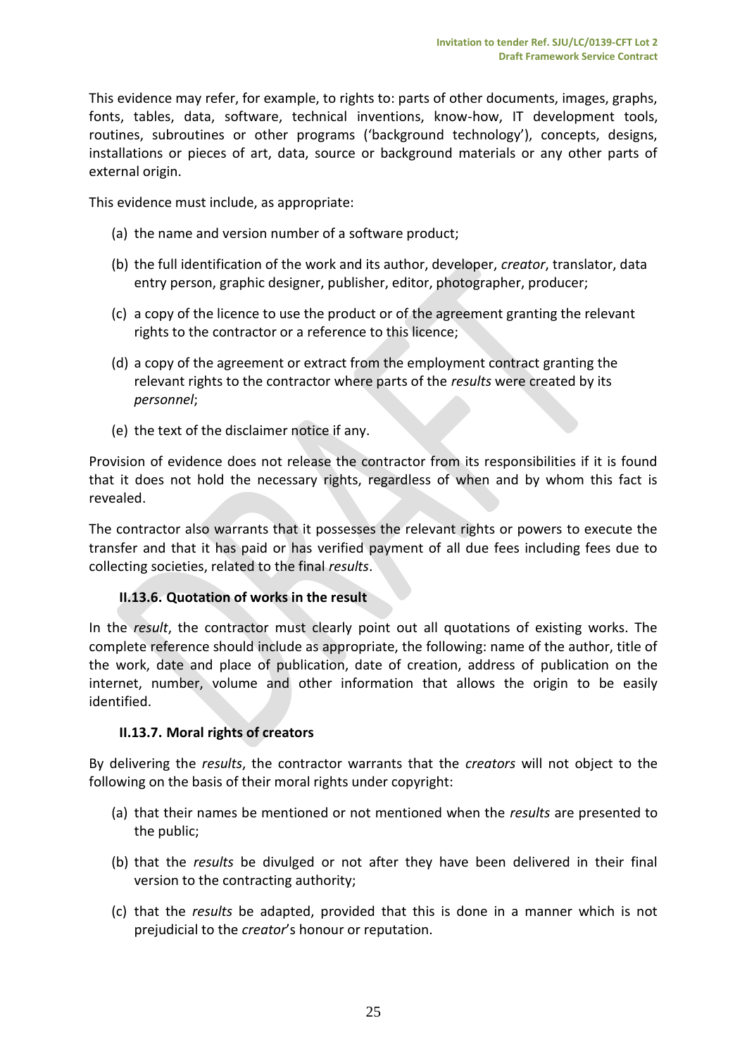This evidence may refer, for example, to rights to: parts of other documents, images, graphs, fonts, tables, data, software, technical inventions, know-how, IT development tools, routines, subroutines or other programs ('background technology'), concepts, designs, installations or pieces of art, data, source or background materials or any other parts of external origin.

This evidence must include, as appropriate:

(a) the name and version number of a software product;

(b) the full identification of the work and its author, developer, *creator*, translator, data entry person, graphic designer, publisher, editor, photographer, producer;

(c) a copy of the licence to use the product or of the agreement granting the relevant rights to the contractor or a reference to this licence;

(d) a copy of the agreement or extract from the employment contract granting the relevant rights to the contractor where parts of the *results* were created by its *personnel*;

(e) the text of the disclaimer notice if any.

Provision of evidence does not release the contractor from its responsibilities if it is found that it does not hold the necessary rights, regardless of when and by whom this fact is revealed.

The contractor also warrants that it possesses the relevant rights or powers to execute the transfer and that it has paid or has verified payment of all due fees including fees due to collecting societies, related to the final *results*.

### II.13.6. Quotation of works in the result

In the *result*, the contractor must clearly point out all quotations of existing works. The complete reference should include as appropriate, the following: name of the author, title of the work, date and place of publication, date of creation, address of publication on the internet, number, volume and other information that allows the origin to be easily identified.

### II.13.7. Moral rights of creators

By delivering the *results*, the contractor warrants that the *creators* will not object to the following on the basis of their moral rights under copyright:

(a) that their names be mentioned or not mentioned when the *results* are presented to the public;

(b) that the *results* be divulged or not after they have been delivered in their final version to the contracting authority;

(c) that the *results* be adapted, provided that this is done in a manner which is not prejudicial to the *creator*'s honour or reputation.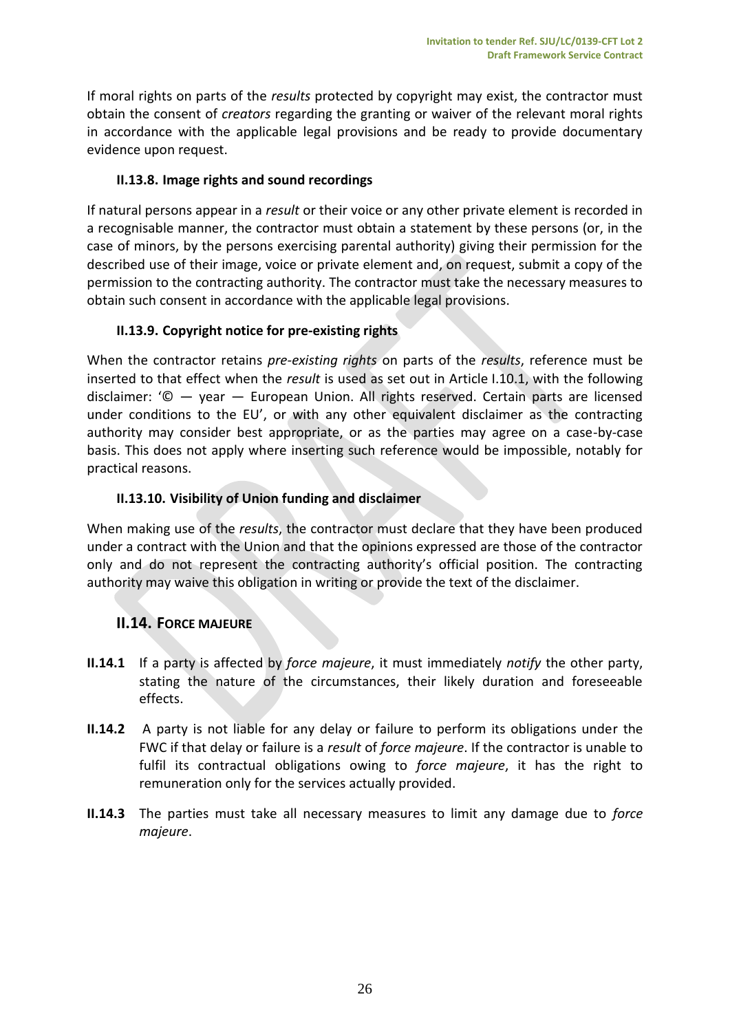If moral rights on parts of the *results* protected by copyright may exist, the contractor must obtain the consent of *creators* regarding the granting or waiver of the relevant moral rights in accordance with the applicable legal provisions and be ready to provide documentary evidence upon request.

#### II.13.8. Image rights and sound recordings

If natural persons appear in a *result* or their voice or any other private element is recorded in a recognisable manner, the contractor must obtain a statement by these persons (or, in the case of minors, by the persons exercising parental authority) giving their permission for the described use of their image, voice or private element and, on request, submit a copy of the permission to the contracting authority. The contractor must take the necessary measures to obtain such consent in accordance with the applicable legal provisions.

#### II.13.9. Copyright notice for pre-existing rights

When the contractor retains *pre-existing rights* on parts of the *results*, reference must be inserted to that effect when the *result* is used as set out in Article I.10.1, with the following disclaimer: '© — year — European Union. All rights reserved. Certain parts are licensed under conditions to the EU', or with any other equivalent disclaimer as the contracting authority may consider best appropriate, or as the parties may agree on a case-by-case basis. This does not apply where inserting such reference would be impossible, notably for practical reasons.

#### II.13.10. Visibility of Union funding and disclaimer

When making use of the *results*, the contractor must declare that they have been produced under a contract with the Union and that the opinions expressed are those of the contractor only and do not represent the contracting authority's official position. The contracting authority may waive this obligation in writing or provide the text of the disclaimer.

### II.14. Force majeure

**II.14.1** If a party is affected by *force majeure*, it must immediately *notify* the other party, stating the nature of the circumstances, their likely duration and foreseeable effects.

**II.14.2** A party is not liable for any delay or failure to perform its obligations under the FWC if that delay or failure is a *result* of *force majeure*. If the contractor is unable to fulfil its contractual obligations owing to *force majeure*, it has the right to remuneration only for the services actually provided.

**II.14.3** The parties must take all necessary measures to limit any damage due to *force majeure*.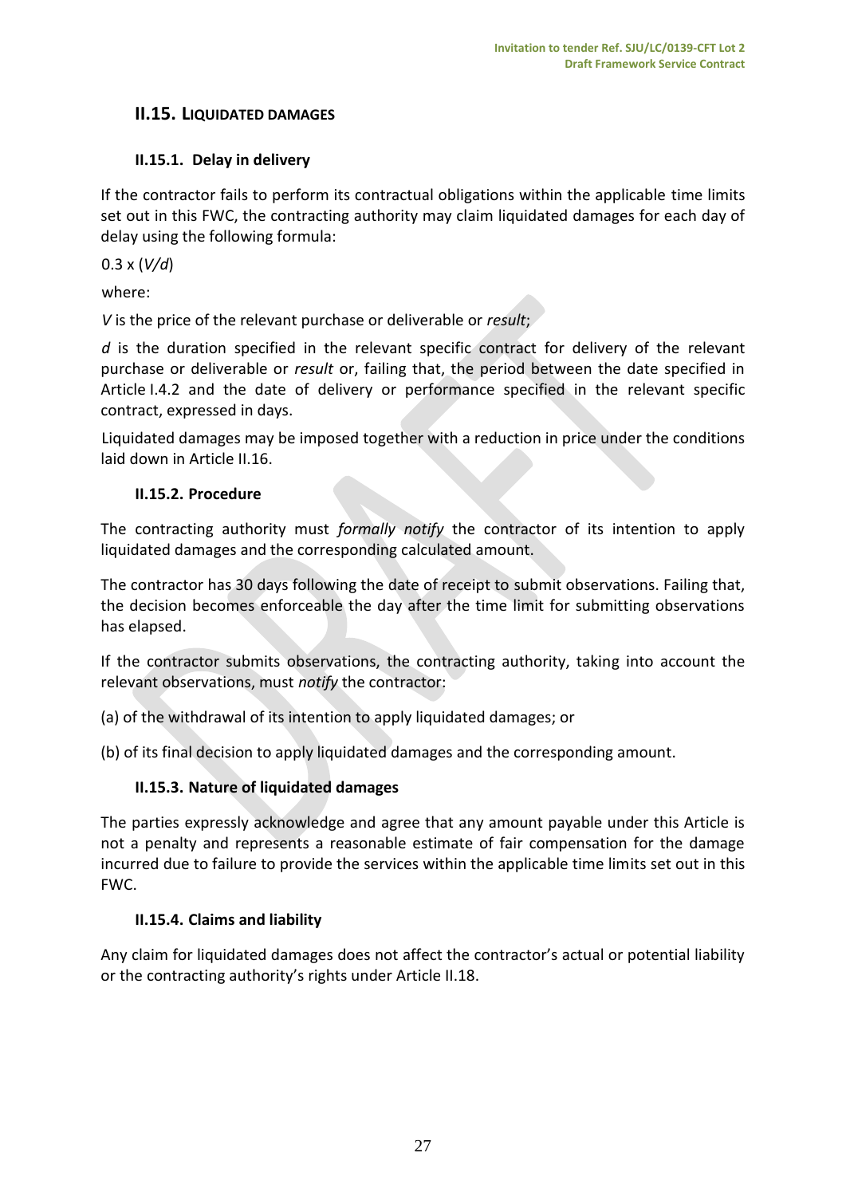## II.15. LIQUIDATED DAMAGES

### II.15.1. Delay in delivery

If the contractor fails to perform its contractual obligations within the applicable time limits set out in this FWC, the contracting authority may claim liquidated damages for each day of delay using the following formula:

$0.3 \times (V/d)$

where:

$V$ is the price of the relevant purchase or deliverable or *result*;

$d$ is the duration specified in the relevant specific contract for delivery of the relevant purchase or deliverable or *result* or, failing that, the period between the date specified in Article I.4.2 and the date of delivery or performance specified in the relevant specific contract, expressed in days.

Liquidated damages may be imposed together with a reduction in price under the conditions laid down in Article II.16.

### II.15.2. Procedure

The contracting authority must *formally notify* the contractor of its intention to apply liquidated damages and the corresponding calculated amount.

The contractor has 30 days following the date of receipt to submit observations. Failing that, the decision becomes enforceable the day after the time limit for submitting observations has elapsed.

If the contractor submits observations, the contracting authority, taking into account the relevant observations, must *notify* the contractor:

(a) of the withdrawal of its intention to apply liquidated damages; or

(b) of its final decision to apply liquidated damages and the corresponding amount.

### II.15.3. Nature of liquidated damages

The parties expressly acknowledge and agree that any amount payable under this Article is not a penalty and represents a reasonable estimate of fair compensation for the damage incurred due to failure to provide the services within the applicable time limits set out in this FWC.

### II.15.4. Claims and liability

Any claim for liquidated damages does not affect the contractor's actual or potential liability or the contracting authority's rights under Article II.18.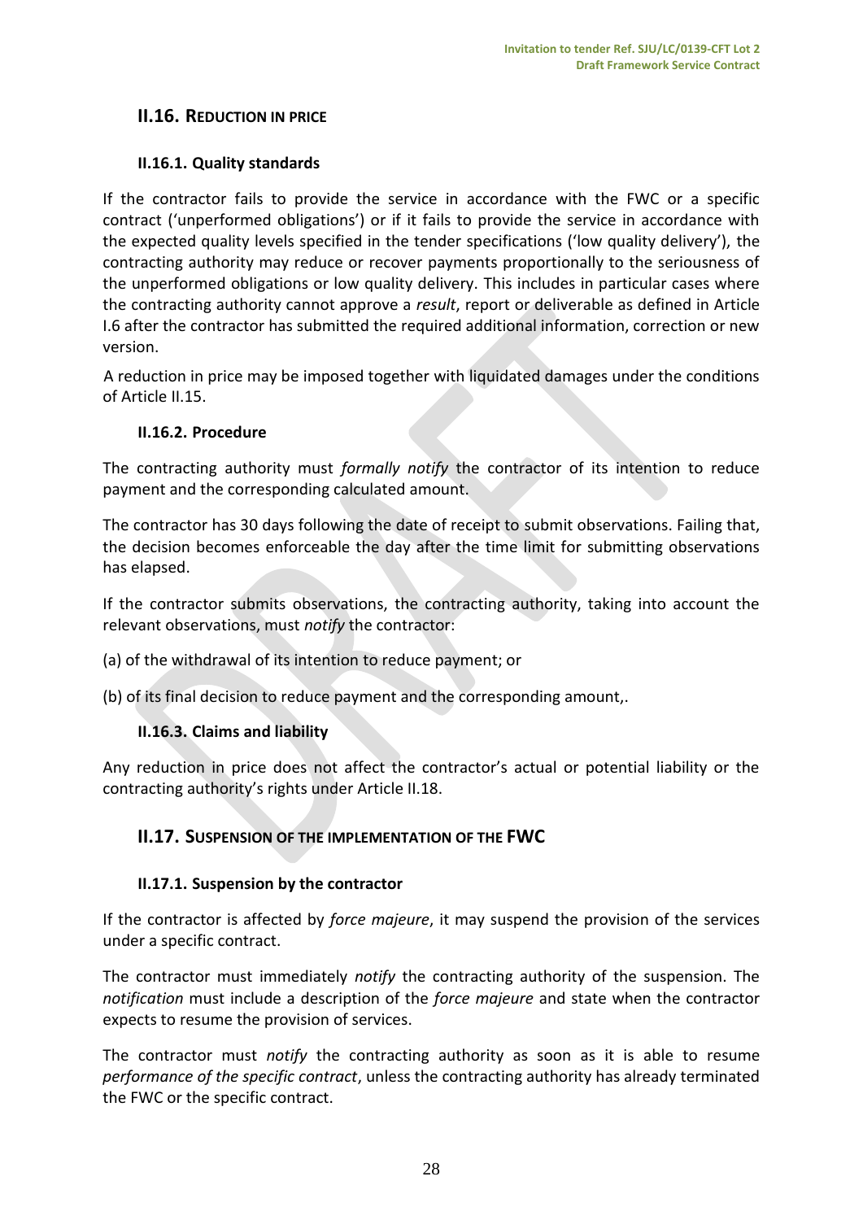## II.16. Reduction in price

### II.16.1. Quality standards

If the contractor fails to provide the service in accordance with the FWC or a specific contract ('unperformed obligations') or if it fails to provide the service in accordance with the expected quality levels specified in the tender specifications ('low quality delivery'), the contracting authority may reduce or recover payments proportionally to the seriousness of the unperformed obligations or low quality delivery. This includes in particular cases where the contracting authority cannot approve a *result*, report or deliverable as defined in Article I.6 after the contractor has submitted the required additional information, correction or new version.

A reduction in price may be imposed together with liquidated damages under the conditions of Article II.15.

### II.16.2. Procedure

The contracting authority must *formally notify* the contractor of its intention to reduce payment and the corresponding calculated amount.

The contractor has 30 days following the date of receipt to submit observations. Failing that, the decision becomes enforceable the day after the time limit for submitting observations has elapsed.

If the contractor submits observations, the contracting authority, taking into account the relevant observations, must *notify* the contractor:

(a) of the withdrawal of its intention to reduce payment; or

(b) of its final decision to reduce payment and the corresponding amount,.

### II.16.3. Claims and liability

Any reduction in price does not affect the contractor's actual or potential liability or the contracting authority's rights under Article II.18.

## II.17. Suspension of the implementation of the FWC

### II.17.1. Suspension by the contractor

If the contractor is affected by *force majeure*, it may suspend the provision of the services under a specific contract.

The contractor must immediately *notify* the contracting authority of the suspension. The *notification* must include a description of the *force majeure* and state when the contractor expects to resume the provision of services.

The contractor must *notify* the contracting authority as soon as it is able to resume *performance of the specific contract*, unless the contracting authority has already terminated the FWC or the specific contract.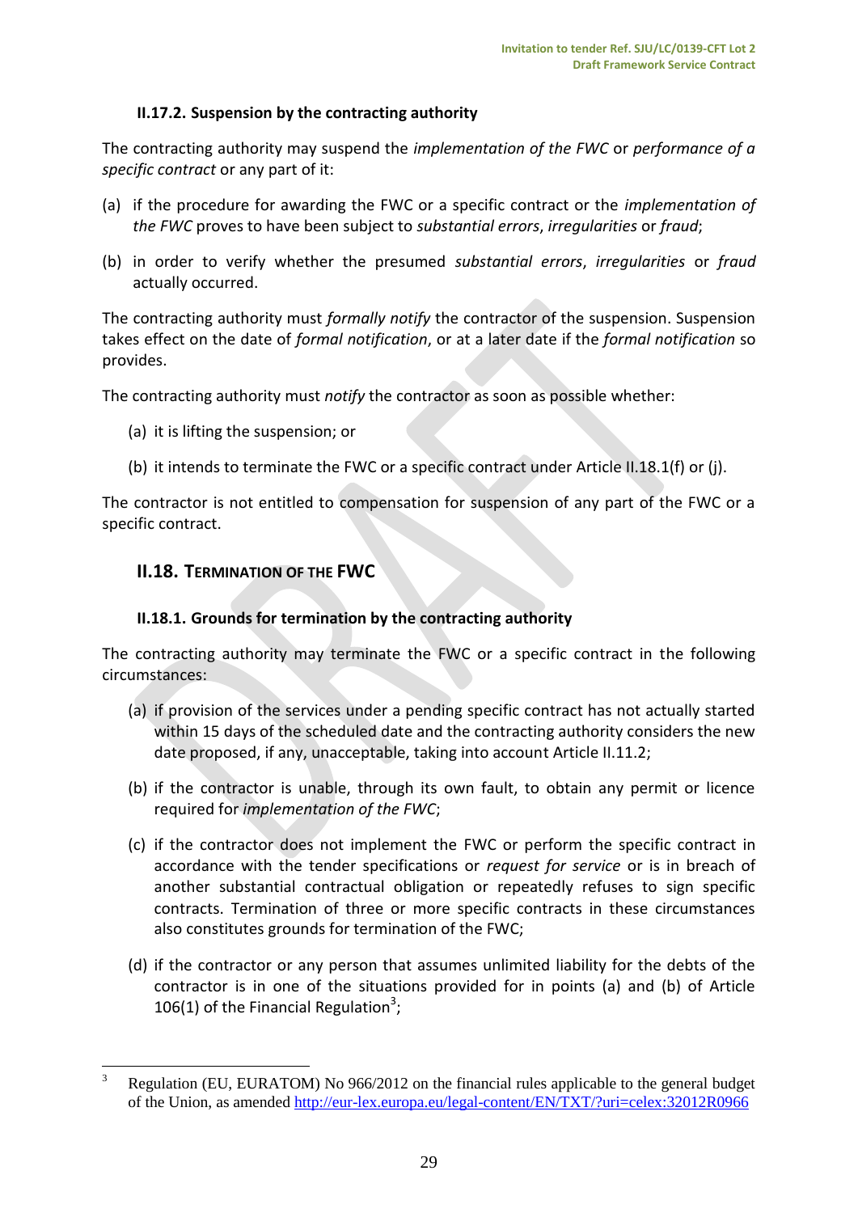#### II.17.2. Suspension by the contracting authority

The contracting authority may suspend the *implementation of the FWC* or *performance of a specific contract* or any part of it:

(a) if the procedure for awarding the FWC or a specific contract or the *implementation of the FWC* proves to have been subject to *substantial errors*, *irregularities* or *fraud*;

(b) in order to verify whether the presumed *substantial errors*, *irregularities* or *fraud* actually occurred.

The contracting authority must *formally notify* the contractor of the suspension. Suspension takes effect on the date of *formal notification*, or at a later date if the *formal notification* so provides.

The contracting authority must *notify* the contractor as soon as possible whether:

(a) it is lifting the suspension; or

(b) it intends to terminate the FWC or a specific contract under Article II.18.1(f) or (j).

The contractor is not entitled to compensation for suspension of any part of the FWC or a specific contract.

### II.18. TERMINATION OF THE FWC

#### II.18.1. Grounds for termination by the contracting authority

The contracting authority may terminate the FWC or a specific contract in the following circumstances:

(a) if provision of the services under a pending specific contract has not actually started within 15 days of the scheduled date and the contracting authority considers the new date proposed, if any, unacceptable, taking into account Article II.11.2;

(b) if the contractor is unable, through its own fault, to obtain any permit or licence required for *implementation of the FWC*;

(c) if the contractor does not implement the FWC or perform the specific contract in accordance with the tender specifications or *request for service* or is in breach of another substantial contractual obligation or repeatedly refuses to sign specific contracts. Termination of three or more specific contracts in these circumstances also constitutes grounds for termination of the FWC;

(d) if the contractor or any person that assumes unlimited liability for the debts of the contractor is in one of the situations provided for in points (a) and (b) of Article 106(1) of the Financial Regulation[3];

---

[3] Regulation (EU, EURATOM) No 966/2012 on the financial rules applicable to the general budget of the Union, as amended http://eur-lex.europa.eu/legal-content/EN/TXT/?uri=celex:32012R0966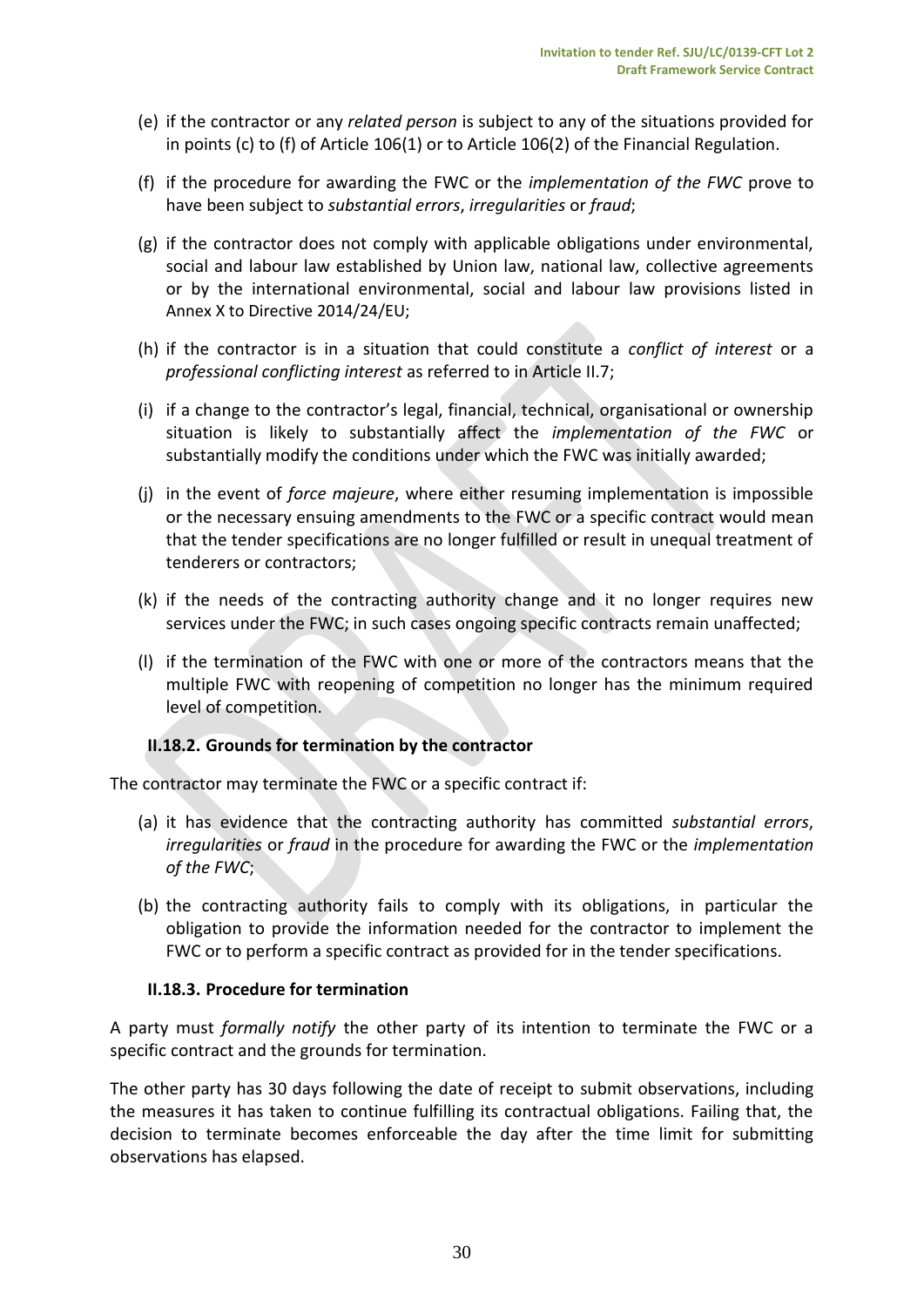(e) if the contractor or any *related person* is subject to any of the situations provided for in points (c) to (f) of Article 106(1) or to Article 106(2) of the Financial Regulation.

(f) if the procedure for awarding the FWC or the *implementation of the FWC* prove to have been subject to *substantial errors*, *irregularities* or *fraud*;

(g) if the contractor does not comply with applicable obligations under environmental, social and labour law established by Union law, national law, collective agreements or by the international environmental, social and labour law provisions listed in Annex X to Directive 2014/24/EU;

(h) if the contractor is in a situation that could constitute a *conflict of interest* or a *professional conflicting interest* as referred to in Article II.7;

(i) if a change to the contractor's legal, financial, technical, organisational or ownership situation is likely to substantially affect the *implementation of the FWC* or substantially modify the conditions under which the FWC was initially awarded;

(j) in the event of *force majeure*, where either resuming implementation is impossible or the necessary ensuing amendments to the FWC or a specific contract would mean that the tender specifications are no longer fulfilled or result in unequal treatment of tenderers or contractors;

(k) if the needs of the contracting authority change and it no longer requires new services under the FWC; in such cases ongoing specific contracts remain unaffected;

(l) if the termination of the FWC with one or more of the contractors means that the multiple FWC with reopening of competition no longer has the minimum required level of competition.

### II.18.2. Grounds for termination by the contractor

The contractor may terminate the FWC or a specific contract if:

(a) it has evidence that the contracting authority has committed *substantial errors*, *irregularities* or *fraud* in the procedure for awarding the FWC or the *implementation of the FWC*;

(b) the contracting authority fails to comply with its obligations, in particular the obligation to provide the information needed for the contractor to implement the FWC or to perform a specific contract as provided for in the tender specifications.

### II.18.3. Procedure for termination

A party must *formally notify* the other party of its intention to terminate the FWC or a specific contract and the grounds for termination.

The other party has 30 days following the date of receipt to submit observations, including the measures it has taken to continue fulfilling its contractual obligations. Failing that, the decision to terminate becomes enforceable the day after the time limit for submitting observations has elapsed.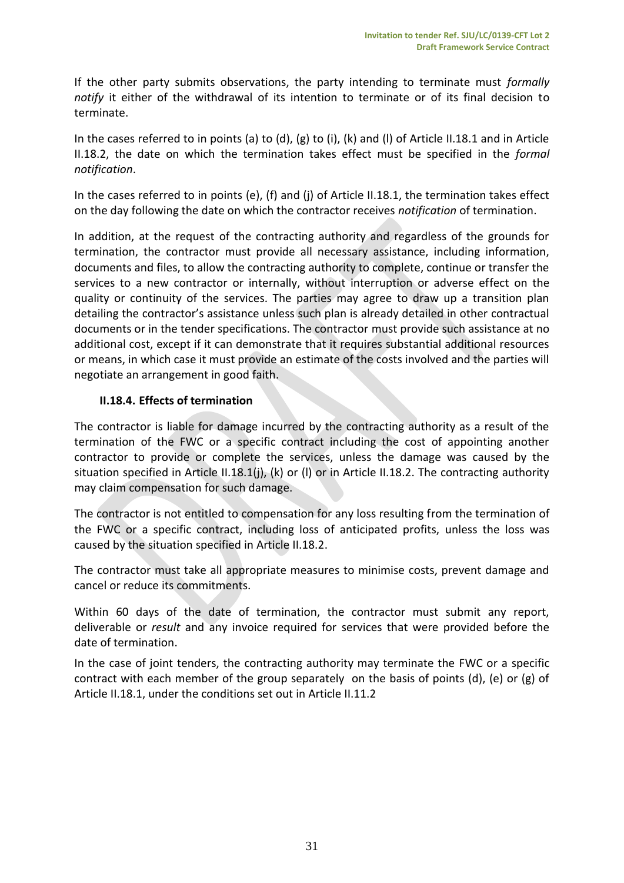If the other party submits observations, the party intending to terminate must *formally notify* it either of the withdrawal of its intention to terminate or of its final decision to terminate.

In the cases referred to in points (a) to (d), (g) to (i), (k) and (l) of Article II.18.1 and in Article II.18.2, the date on which the termination takes effect must be specified in the *formal notification*.

In the cases referred to in points (e), (f) and (j) of Article II.18.1, the termination takes effect on the day following the date on which the contractor receives *notification* of termination.

In addition, at the request of the contracting authority and regardless of the grounds for termination, the contractor must provide all necessary assistance, including information, documents and files, to allow the contracting authority to complete, continue or transfer the services to a new contractor or internally, without interruption or adverse effect on the quality or continuity of the services. The parties may agree to draw up a transition plan detailing the contractor's assistance unless such plan is already detailed in other contractual documents or in the tender specifications. The contractor must provide such assistance at no additional cost, except if it can demonstrate that it requires substantial additional resources or means, in which case it must provide an estimate of the costs involved and the parties will negotiate an arrangement in good faith.

### II.18.4. Effects of termination

The contractor is liable for damage incurred by the contracting authority as a result of the termination of the FWC or a specific contract including the cost of appointing another contractor to provide or complete the services, unless the damage was caused by the situation specified in Article II.18.1(j), (k) or (l) or in Article II.18.2. The contracting authority may claim compensation for such damage.

The contractor is not entitled to compensation for any loss resulting from the termination of the FWC or a specific contract, including loss of anticipated profits, unless the loss was caused by the situation specified in Article II.18.2.

The contractor must take all appropriate measures to minimise costs, prevent damage and cancel or reduce its commitments.

Within 60 days of the date of termination, the contractor must submit any report, deliverable or *result* and any invoice required for services that were provided before the date of termination.

In the case of joint tenders, the contracting authority may terminate the FWC or a specific contract with each member of the group separately on the basis of points (d), (e) or (g) of Article II.18.1, under the conditions set out in Article II.11.2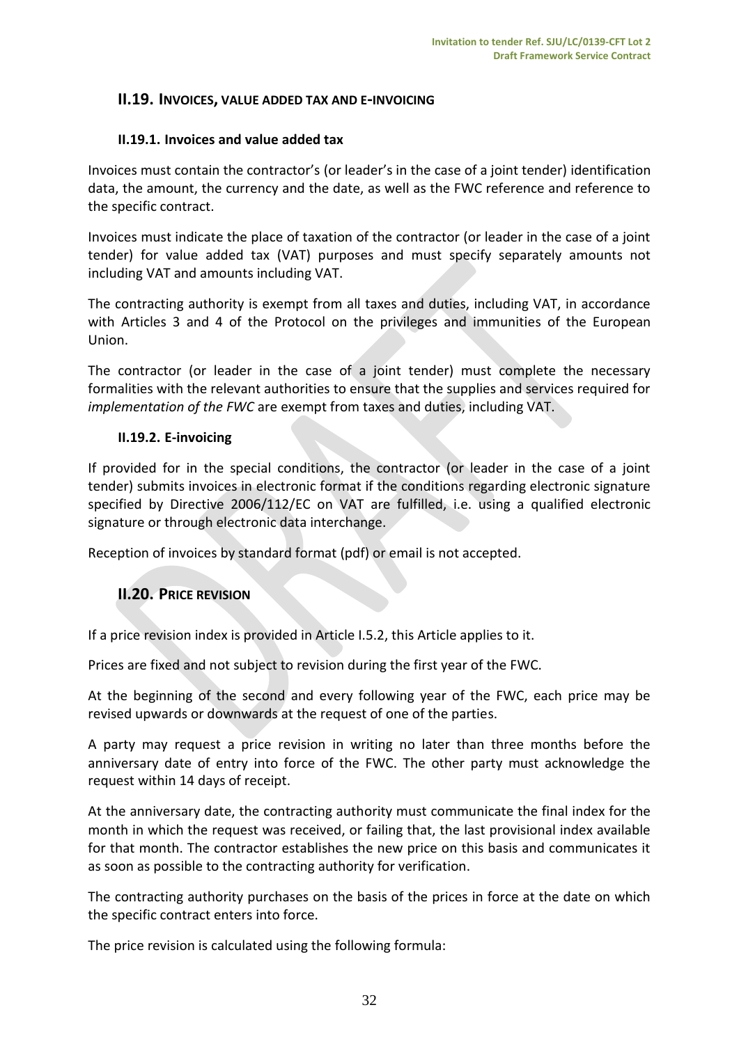## II.19. INVOICES, VALUE ADDED TAX AND E-INVOICING

### II.19.1. Invoices and value added tax

Invoices must contain the contractor's (or leader's in the case of a joint tender) identification data, the amount, the currency and the date, as well as the FWC reference and reference to the specific contract.

Invoices must indicate the place of taxation of the contractor (or leader in the case of a joint tender) for value added tax (VAT) purposes and must specify separately amounts not including VAT and amounts including VAT.

The contracting authority is exempt from all taxes and duties, including VAT, in accordance with Articles 3 and 4 of the Protocol on the privileges and immunities of the European Union.

The contractor (or leader in the case of a joint tender) must complete the necessary formalities with the relevant authorities to ensure that the supplies and services required for *implementation of the FWC* are exempt from taxes and duties, including VAT.

### II.19.2. E-invoicing

If provided for in the special conditions, the contractor (or leader in the case of a joint tender) submits invoices in electronic format if the conditions regarding electronic signature specified by Directive 2006/112/EC on VAT are fulfilled, i.e. using a qualified electronic signature or through electronic data interchange.

Reception of invoices by standard format (pdf) or email is not accepted.

## II.20. PRICE REVISION

If a price revision index is provided in Article I.5.2, this Article applies to it.

Prices are fixed and not subject to revision during the first year of the FWC.

At the beginning of the second and every following year of the FWC, each price may be revised upwards or downwards at the request of one of the parties.

A party may request a price revision in writing no later than three months before the anniversary date of entry into force of the FWC. The other party must acknowledge the request within 14 days of receipt.

At the anniversary date, the contracting authority must communicate the final index for the month in which the request was received, or failing that, the last provisional index available for that month. The contractor establishes the new price on this basis and communicates it as soon as possible to the contracting authority for verification.

The contracting authority purchases on the basis of the prices in force at the date on which the specific contract enters into force.

The price revision is calculated using the following formula: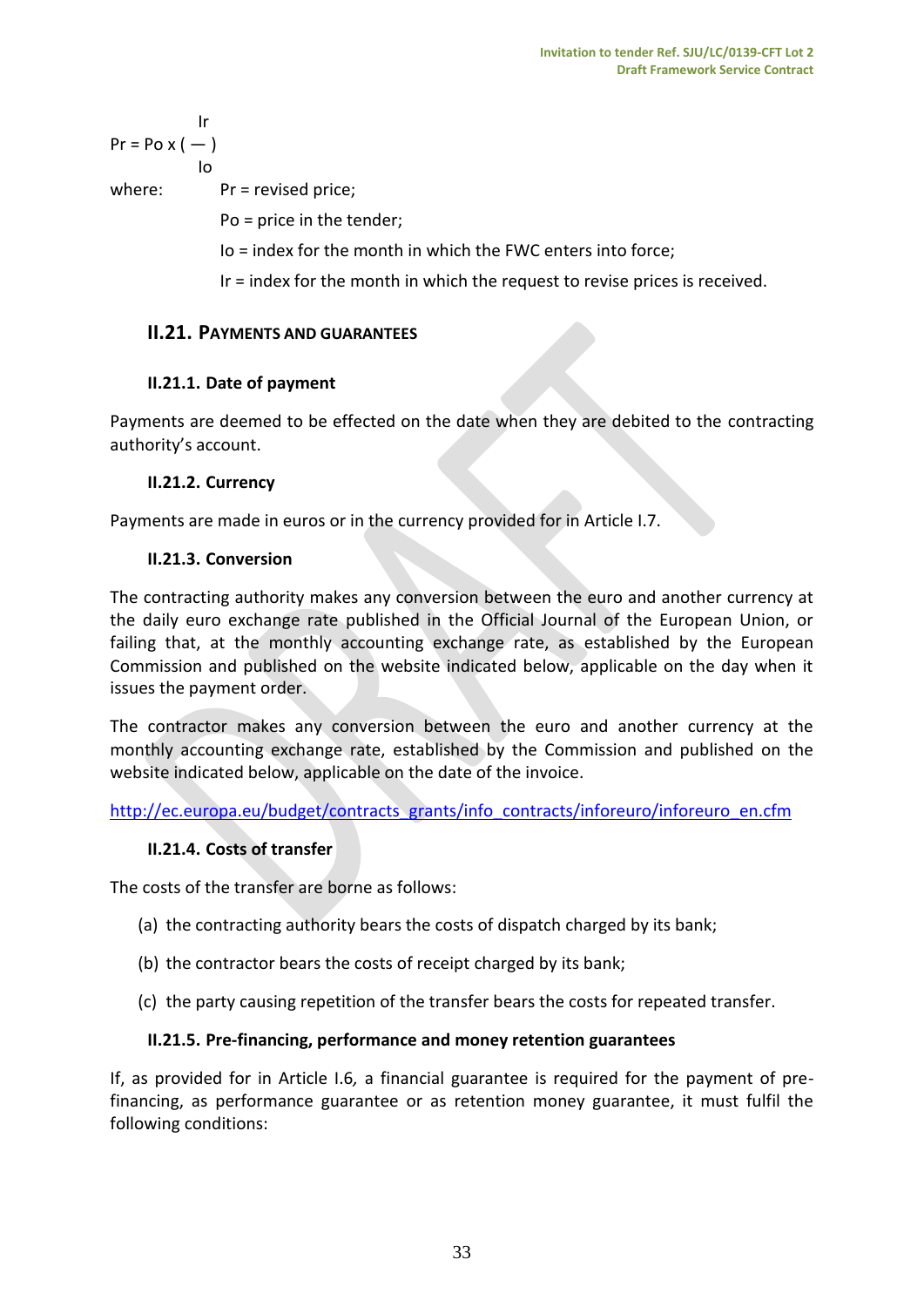$$Pr = Po \times \left(\frac{Ir}{Io}\right)$$

where: Pr = revised price;

Po = price in the tender;

Io = index for the month in which the FWC enters into force;

Ir = index for the month in which the request to revise prices is received.

## II.21. Payments and guarantees

### II.21.1. Date of payment

Payments are deemed to be effected on the date when they are debited to the contracting authority's account.

### II.21.2. Currency

Payments are made in euros or in the currency provided for in Article I.7.

### II.21.3. Conversion

The contracting authority makes any conversion between the euro and another currency at the daily euro exchange rate published in the Official Journal of the European Union, or failing that, at the monthly accounting exchange rate, as established by the European Commission and published on the website indicated below, applicable on the day when it issues the payment order.

The contractor makes any conversion between the euro and another currency at the monthly accounting exchange rate, established by the Commission and published on the website indicated below, applicable on the date of the invoice.

[http://ec.europa.eu/budget/contracts_grants/info_contracts/inforeuro/inforeuro_en.cfm](http://ec.europa.eu/budget/contracts_grants/info_contracts/inforeuro/inforeuro_en.cfm)

### II.21.4. Costs of transfer

The costs of the transfer are borne as follows:

(a) the contracting authority bears the costs of dispatch charged by its bank;

(b) the contractor bears the costs of receipt charged by its bank;

(c) the party causing repetition of the transfer bears the costs for repeated transfer.

### II.21.5. Pre-financing, performance and money retention guarantees

If, as provided for in Article I.6, a financial guarantee is required for the payment of pre-financing, as performance guarantee or as retention money guarantee, it must fulfil the following conditions: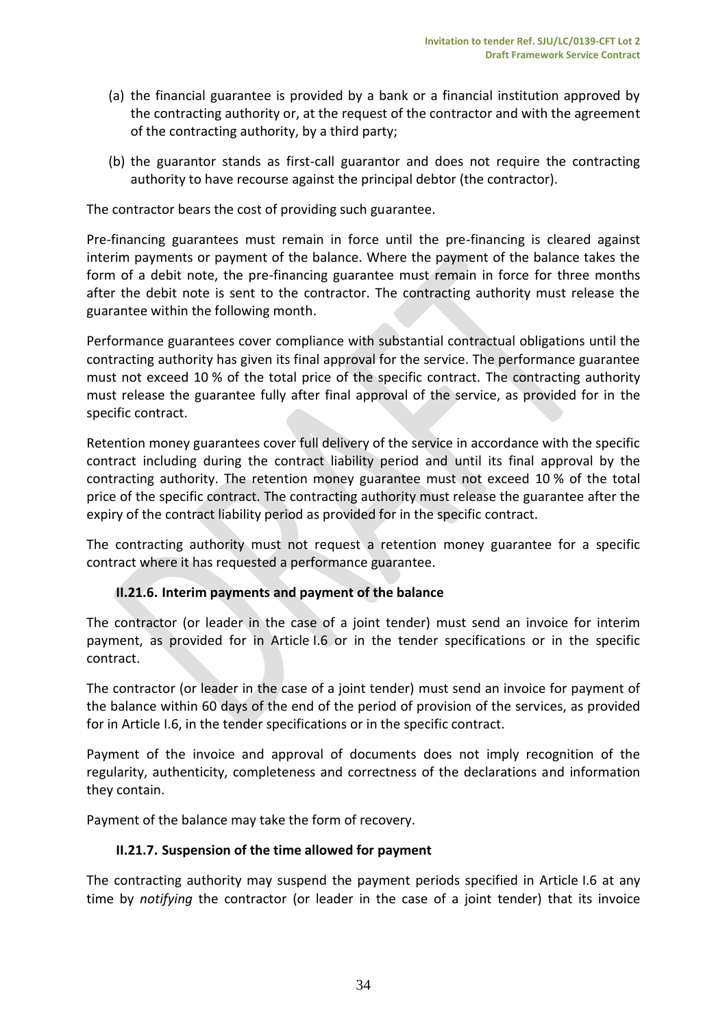(a) the financial guarantee is provided by a bank or a financial institution approved by the contracting authority or, at the request of the contractor and with the agreement of the contracting authority, by a third party;

(b) the guarantor stands as first-call guarantor and does not require the contracting authority to have recourse against the principal debtor (the contractor).

The contractor bears the cost of providing such guarantee.

Pre-financing guarantees must remain in force until the pre-financing is cleared against interim payments or payment of the balance. Where the payment of the balance takes the form of a debit note, the pre-financing guarantee must remain in force for three months after the debit note is sent to the contractor. The contracting authority must release the guarantee within the following month.

Performance guarantees cover compliance with substantial contractual obligations until the contracting authority has given its final approval for the service. The performance guarantee must not exceed 10 % of the total price of the specific contract. The contracting authority must release the guarantee fully after final approval of the service, as provided for in the specific contract.

Retention money guarantees cover full delivery of the service in accordance with the specific contract including during the contract liability period and until its final approval by the contracting authority. The retention money guarantee must not exceed 10 % of the total price of the specific contract. The contracting authority must release the guarantee after the expiry of the contract liability period as provided for in the specific contract.

The contracting authority must not request a retention money guarantee for a specific contract where it has requested a performance guarantee.

### II.21.6. Interim payments and payment of the balance

The contractor (or leader in the case of a joint tender) must send an invoice for interim payment, as provided for in Article I.6 or in the tender specifications or in the specific contract.

The contractor (or leader in the case of a joint tender) must send an invoice for payment of the balance within 60 days of the end of the period of provision of the services, as provided for in Article I.6, in the tender specifications or in the specific contract.

Payment of the invoice and approval of documents does not imply recognition of the regularity, authenticity, completeness and correctness of the declarations and information they contain.

Payment of the balance may take the form of recovery.

### II.21.7. Suspension of the time allowed for payment

The contracting authority may suspend the payment periods specified in Article I.6 at any time by *notifying* the contractor (or leader in the case of a joint tender) that its invoice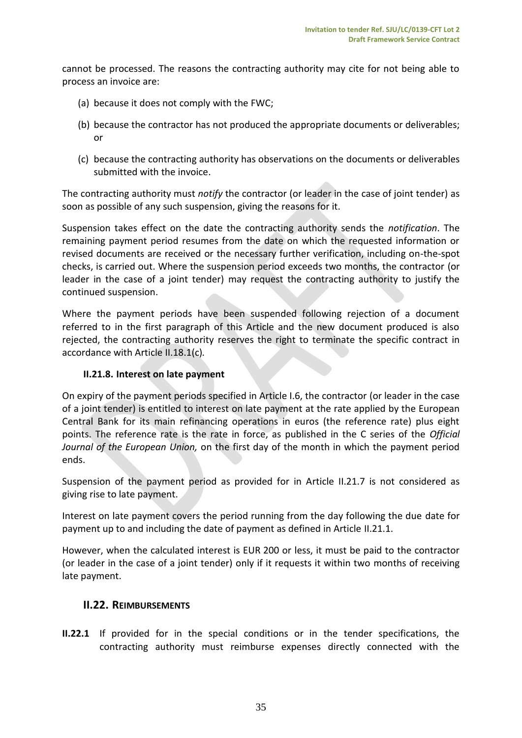cannot be processed. The reasons the contracting authority may cite for not being able to process an invoice are:

(a) because it does not comply with the FWC;

(b) because the contractor has not produced the appropriate documents or deliverables; or

(c) because the contracting authority has observations on the documents or deliverables submitted with the invoice.

The contracting authority must *notify* the contractor (or leader in the case of joint tender) as soon as possible of any such suspension, giving the reasons for it.

Suspension takes effect on the date the contracting authority sends the *notification*. The remaining payment period resumes from the date on which the requested information or revised documents are received or the necessary further verification, including on-the-spot checks, is carried out. Where the suspension period exceeds two months, the contractor (or leader in the case of a joint tender) may request the contracting authority to justify the continued suspension.

Where the payment periods have been suspended following rejection of a document referred to in the first paragraph of this Article and the new document produced is also rejected, the contracting authority reserves the right to terminate the specific contract in accordance with Article II.18.1(c).

#### II.21.8. Interest on late payment

On expiry of the payment periods specified in Article I.6, the contractor (or leader in the case of a joint tender) is entitled to interest on late payment at the rate applied by the European Central Bank for its main refinancing operations in euros (the reference rate) plus eight points. The reference rate is the rate in force, as published in the C series of the *Official Journal of the European Union,* on the first day of the month in which the payment period ends.

Suspension of the payment period as provided for in Article II.21.7 is not considered as giving rise to late payment.

Interest on late payment covers the period running from the day following the due date for payment up to and including the date of payment as defined in Article II.21.1.

However, when the calculated interest is EUR 200 or less, it must be paid to the contractor (or leader in the case of a joint tender) only if it requests it within two months of receiving late payment.

### II.22. Reimbursements

**II.22.1** If provided for in the special conditions or in the tender specifications, the contracting authority must reimburse expenses directly connected with the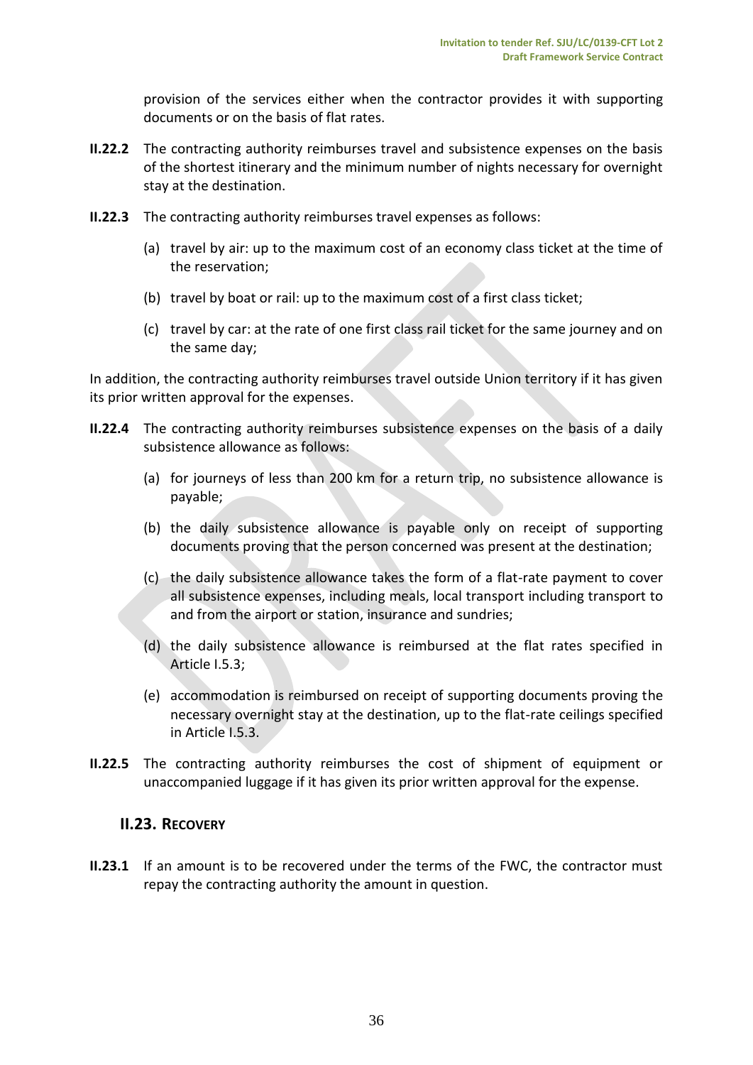provision of the services either when the contractor provides it with supporting documents or on the basis of flat rates.

**II.22.2** The contracting authority reimburses travel and subsistence expenses on the basis of the shortest itinerary and the minimum number of nights necessary for overnight stay at the destination.

**II.22.3** The contracting authority reimburses travel expenses as follows:

(a) travel by air: up to the maximum cost of an economy class ticket at the time of the reservation;

(b) travel by boat or rail: up to the maximum cost of a first class ticket;

(c) travel by car: at the rate of one first class rail ticket for the same journey and on the same day;

In addition, the contracting authority reimburses travel outside Union territory if it has given its prior written approval for the expenses.

**II.22.4** The contracting authority reimburses subsistence expenses on the basis of a daily subsistence allowance as follows:

(a) for journeys of less than 200 km for a return trip, no subsistence allowance is payable;

(b) the daily subsistence allowance is payable only on receipt of supporting documents proving that the person concerned was present at the destination;

(c) the daily subsistence allowance takes the form of a flat-rate payment to cover all subsistence expenses, including meals, local transport including transport to and from the airport or station, insurance and sundries;

(d) the daily subsistence allowance is reimbursed at the flat rates specified in Article I.5.3;

(e) accommodation is reimbursed on receipt of supporting documents proving the necessary overnight stay at the destination, up to the flat-rate ceilings specified in Article I.5.3.

**II.22.5** The contracting authority reimburses the cost of shipment of equipment or unaccompanied luggage if it has given its prior written approval for the expense.

## II.23. RECOVERY

**II.23.1** If an amount is to be recovered under the terms of the FWC, the contractor must repay the contracting authority the amount in question.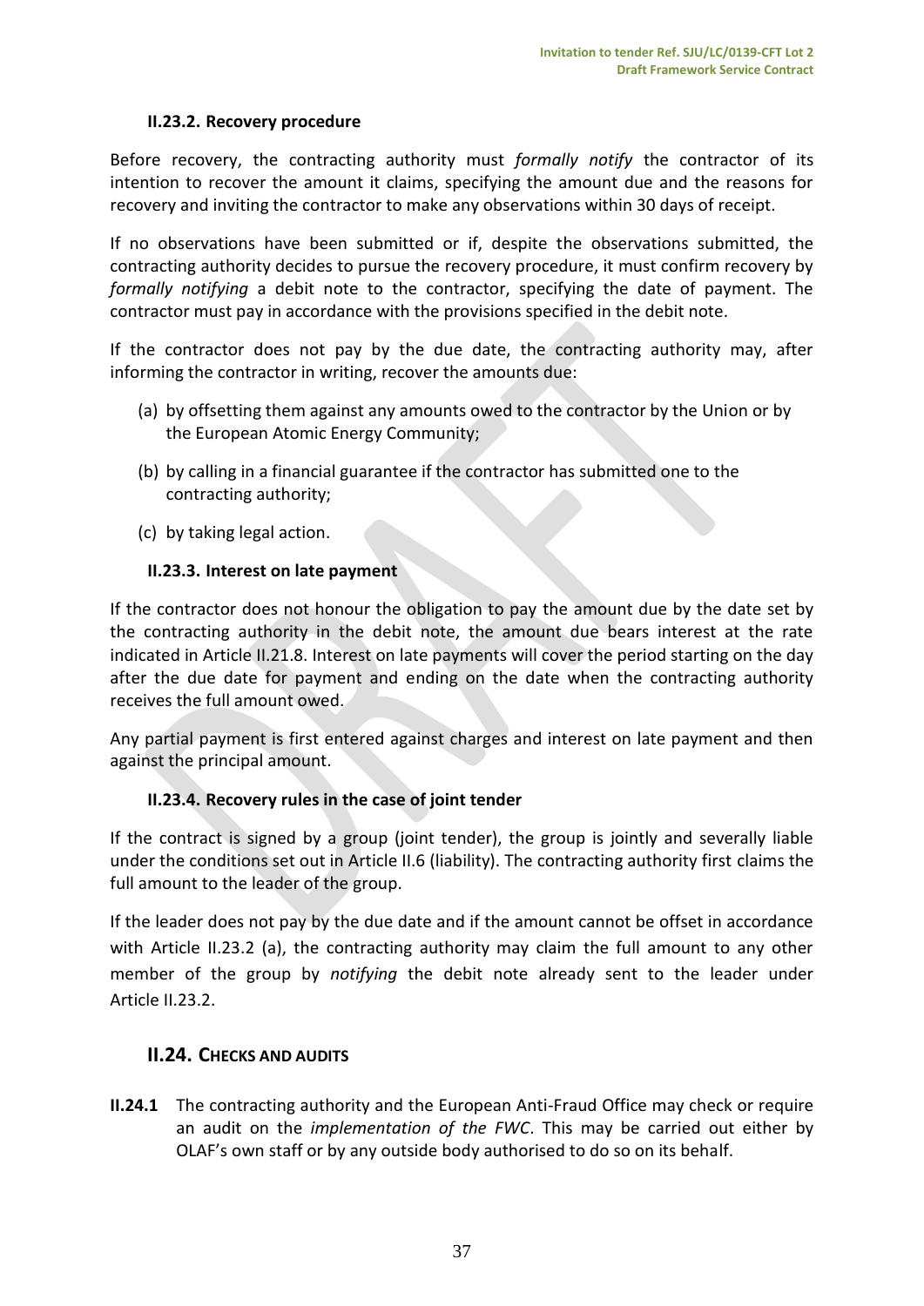#### II.23.2. Recovery procedure

Before recovery, the contracting authority must *formally notify* the contractor of its intention to recover the amount it claims, specifying the amount due and the reasons for recovery and inviting the contractor to make any observations within 30 days of receipt.

If no observations have been submitted or if, despite the observations submitted, the contracting authority decides to pursue the recovery procedure, it must confirm recovery by *formally notifying* a debit note to the contractor, specifying the date of payment. The contractor must pay in accordance with the provisions specified in the debit note.

If the contractor does not pay by the due date, the contracting authority may, after informing the contractor in writing, recover the amounts due:

(a) by offsetting them against any amounts owed to the contractor by the Union or by the European Atomic Energy Community;

(b) by calling in a financial guarantee if the contractor has submitted one to the contracting authority;

(c) by taking legal action.

#### II.23.3. Interest on late payment

If the contractor does not honour the obligation to pay the amount due by the date set by the contracting authority in the debit note, the amount due bears interest at the rate indicated in Article II.21.8. Interest on late payments will cover the period starting on the day after the due date for payment and ending on the date when the contracting authority receives the full amount owed.

Any partial payment is first entered against charges and interest on late payment and then against the principal amount.

#### II.23.4. Recovery rules in the case of joint tender

If the contract is signed by a group (joint tender), the group is jointly and severally liable under the conditions set out in Article II.6 (liability). The contracting authority first claims the full amount to the leader of the group.

If the leader does not pay by the due date and if the amount cannot be offset in accordance with Article II.23.2 (a), the contracting authority may claim the full amount to any other member of the group by *notifying* the debit note already sent to the leader under Article II.23.2.

### II.24. CHECKS AND AUDITS

**II.24.1** The contracting authority and the European Anti-Fraud Office may check or require an audit on the *implementation of the FWC*. This may be carried out either by OLAF's own staff or by any outside body authorised to do so on its behalf.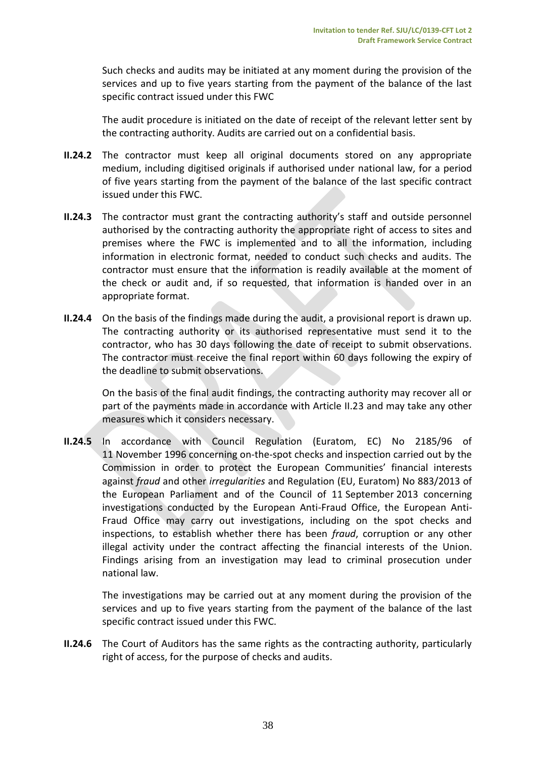Such checks and audits may be initiated at any moment during the provision of the services and up to five years starting from the payment of the balance of the last specific contract issued under this FWC

The audit procedure is initiated on the date of receipt of the relevant letter sent by the contracting authority. Audits are carried out on a confidential basis.

**II.24.2** The contractor must keep all original documents stored on any appropriate medium, including digitised originals if authorised under national law, for a period of five years starting from the payment of the balance of the last specific contract issued under this FWC.

**II.24.3** The contractor must grant the contracting authority's staff and outside personnel authorised by the contracting authority the appropriate right of access to sites and premises where the FWC is implemented and to all the information, including information in electronic format, needed to conduct such checks and audits. The contractor must ensure that the information is readily available at the moment of the check or audit and, if so requested, that information is handed over in an appropriate format.

**II.24.4** On the basis of the findings made during the audit, a provisional report is drawn up. The contracting authority or its authorised representative must send it to the contractor, who has 30 days following the date of receipt to submit observations. The contractor must receive the final report within 60 days following the expiry of the deadline to submit observations.

On the basis of the final audit findings, the contracting authority may recover all or part of the payments made in accordance with Article II.23 and may take any other measures which it considers necessary.

**II.24.5** In accordance with Council Regulation (Euratom, EC) No 2185/96 of 11 November 1996 concerning on-the-spot checks and inspection carried out by the Commission in order to protect the European Communities' financial interests against *fraud* and other *irregularities* and Regulation (EU, Euratom) No 883/2013 of the European Parliament and of the Council of 11 September 2013 concerning investigations conducted by the European Anti-Fraud Office, the European Anti-Fraud Office may carry out investigations, including on the spot checks and inspections, to establish whether there has been *fraud*, corruption or any other illegal activity under the contract affecting the financial interests of the Union. Findings arising from an investigation may lead to criminal prosecution under national law.

The investigations may be carried out at any moment during the provision of the services and up to five years starting from the payment of the balance of the last specific contract issued under this FWC.

**II.24.6** The Court of Auditors has the same rights as the contracting authority, particularly right of access, for the purpose of checks and audits.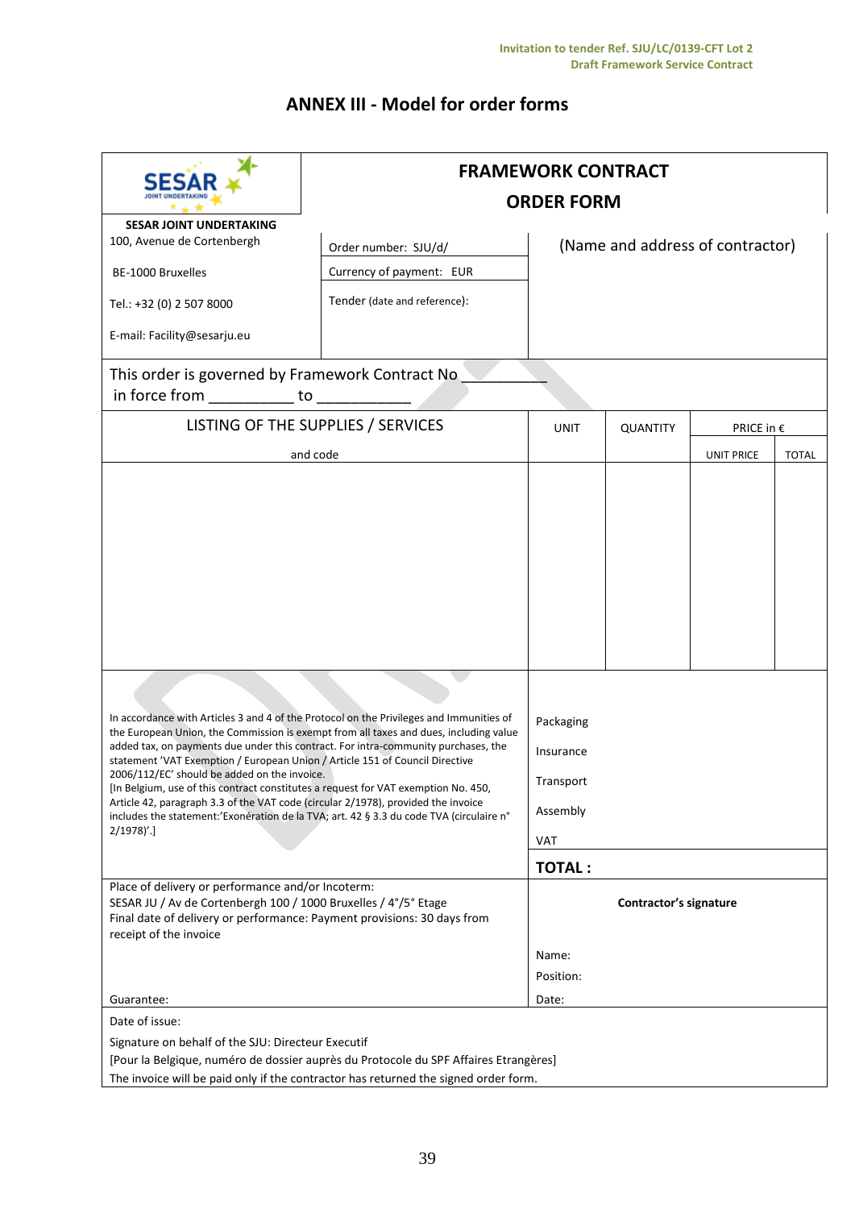# ANNEX III - Model for order forms

| **SESAR JOINT UNDERTAKING**<br>100, Avenue de Cortenbergh<br><br>BE-1000 Bruxelles<br><br>Tel.: +32 (0) 2 507 8000<br><br>E-mail: Facility@sesarju.eu | **FRAMEWORK CONTRACT**<br>**ORDER FORM** | | | | |
|---|---|---|---|---|---|
| | Order number: SJU/d/<br>Currency of payment: EUR<br>Tender (date and reference): | (Name and address of contractor) | | | |
| This order is governed by Framework Contract No __________ in force from __________ to ___________ | | | | | |
| LISTING OF THE SUPPLIES / SERVICES and code | | UNIT | QUANTITY | PRICE in € UNIT PRICE | TOTAL |
| | | | | | |
| In accordance with Articles 3 and 4 of the Protocol on the Privileges and Immunities of the European Union, the Commission is exempt from all taxes and dues, including value added tax, on payments due under this contract. For intra-community purchases, the statement 'VAT Exemption / European Union / Article 151 of Council Directive 2006/112/EC' should be added on the invoice.<br>[In Belgium, use of this contract constitutes a request for VAT exemption No. 450, Article 42, paragraph 3.3 of the VAT code (circular 2/1978), provided the invoice includes the statement:'Exonération de la TVA; art. 42 § 3.3 du code TVA (circulaire n° 2/1978)'.] | | Packaging<br>Insurance<br>Transport<br>Assembly<br>VAT | | | |
| | | **TOTAL :** | | | |
| Place of delivery or performance and/or Incoterm:<br>SESAR JU / Av de Cortenbergh 100 / 1000 Bruxelles / 4°/5° Etage<br>Final date of delivery or performance: Payment provisions: 30 days from receipt of the invoice<br><br>Guarantee: | | **Contractor's signature**<br><br>Name:<br>Position:<br>Date: | | | |
| Date of issue:<br>Signature on behalf of the SJU: Directeur Executif<br>[Pour la Belgique, numéro de dossier auprès du Protocole du SPF Affaires Etrangères]<br>The invoice will be paid only if the contractor has returned the signed order form. | | | | | |